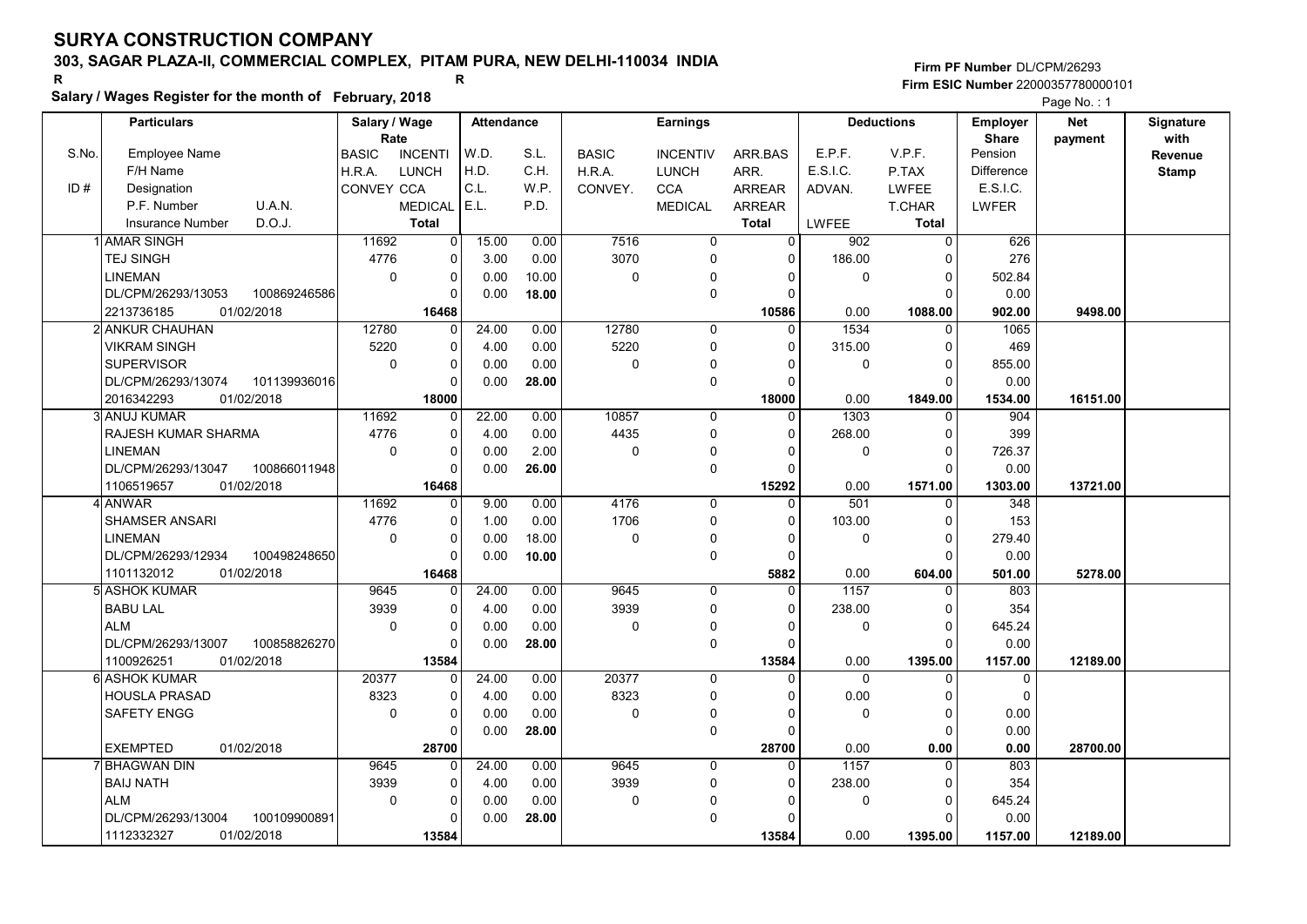# SURYA CONSTRUCTION COMPANY

## 303, SAGAR PLAZA-II, COMMERCIAL COMPLEX, PITAM PURA, NEW DELHI-110034 INDIA

R R

**Salary / Wages Register for the month of February, 2018**

Firm PF Number DL/CPM/26293
Firm ESIC Number 22000357780000101

| S.No. / ID # | Employee Name / F/H Name / Designation / P.F. Number, U.A.N. / Insurance Number, D.O.J. | Salary / Wage Rate: BASIC, INCENTI / H.R.A., LUNCH / CONVEY, CCA / MEDICAL / Total | Attendance: W.D., S.L. / H.D., C.H. / C.L., W.P. / E.L., P.D. | Earnings: BASIC / H.R.A. / CONVEY. | Earnings: INCENTIV / LUNCH / CCA / MEDICAL | Earnings: ARR.BAS / ARR. / ARREAR / ARREAR / Total | Deductions: E.P.F. / E.S.I.C. / ADVAN. / LWFEE | Deductions: V.P.F. / P.TAX / LWFEE / T.CHAR / Total | Employer Share: Pension / Difference / E.S.I.C. / LWFER | Net payment | Signature with Revenue Stamp |
|---|---|---|---|---|---|---|---|---|---|---|---|
| 1 | AMAR SINGH<br>TEJ SINGH<br>LINEMAN<br>DL/CPM/26293/13053 100869246586<br>2213736185 01/02/2018 | 11692 0<br>4776 0<br>0 0<br>0<br>16468 | 15.00 0.00<br>3.00 0.00<br>0.00 10.00<br>0.00 18.00 | 7516<br>3070<br>0 | 0<br>0<br>0<br>0 | 0<br>0<br>0<br>0<br>10586 | 902<br>186.00<br>0<br>0.00 | 0<br>0<br>0<br>0<br>1088.00 | 626<br>276<br>502.84<br>0.00<br>902.00 | 9498.00 | |
| 2 | ANKUR CHAUHAN<br>VIKRAM SINGH<br>SUPERVISOR<br>DL/CPM/26293/13074 101139936016<br>2016342293 01/02/2018 | 12780 0<br>5220 0<br>0 0<br>0<br>18000 | 24.00 0.00<br>4.00 0.00<br>0.00 0.00<br>0.00 28.00 | 12780<br>5220<br>0 | 0<br>0<br>0<br>0 | 0<br>0<br>0<br>0<br>18000 | 1534<br>315.00<br>0<br>0.00 | 0<br>0<br>0<br>0<br>1849.00 | 1065<br>469<br>855.00<br>0.00<br>1534.00 | 16151.00 | |
| 3 | ANUJ KUMAR<br>RAJESH KUMAR SHARMA<br>LINEMAN<br>DL/CPM/26293/13047 100866011948<br>1106519657 01/02/2018 | 11692 0<br>4776 0<br>0 0<br>0<br>16468 | 22.00 0.00<br>4.00 0.00<br>0.00 2.00<br>0.00 26.00 | 10857<br>4435<br>0 | 0<br>0<br>0<br>0 | 0<br>0<br>0<br>0<br>15292 | 1303<br>268.00<br>0<br>0.00 | 0<br>0<br>0<br>0<br>1571.00 | 904<br>399<br>726.37<br>0.00<br>1303.00 | 13721.00 | |
| 4 | ANWAR<br>SHAMSER ANSARI<br>LINEMAN<br>DL/CPM/26293/12934 100498248650<br>1101132012 01/02/2018 | 11692 0<br>4776 0<br>0 0<br>0<br>16468 | 9.00 0.00<br>1.00 0.00<br>0.00 18.00<br>0.00 10.00 | 4176<br>1706<br>0 | 0<br>0<br>0<br>0 | 0<br>0<br>0<br>0<br>5882 | 501<br>103.00<br>0<br>0.00 | 0<br>0<br>0<br>0<br>604.00 | 348<br>153<br>279.40<br>0.00<br>501.00 | 5278.00 | |
| 5 | ASHOK KUMAR<br>BABU LAL<br>ALM<br>DL/CPM/26293/13007 100858826270<br>1100926251 01/02/2018 | 9645 0<br>3939 0<br>0 0<br>0<br>13584 | 24.00 0.00<br>4.00 0.00<br>0.00 0.00<br>0.00 28.00 | 9645<br>3939<br>0 | 0<br>0<br>0<br>0 | 0<br>0<br>0<br>0<br>13584 | 1157<br>238.00<br>0<br>0.00 | 0<br>0<br>0<br>0<br>1395.00 | 803<br>354<br>645.24<br>0.00<br>1157.00 | 12189.00 | |
| 6 | ASHOK KUMAR<br>HOUSLA PRASAD<br>SAFETY ENGG<br><br>EXEMPTED 01/02/2018 | 20377 0<br>8323 0<br>0 0<br>0<br>28700 | 24.00 0.00<br>4.00 0.00<br>0.00 0.00<br>0.00 28.00 | 20377<br>8323<br>0 | 0<br>0<br>0<br>0 | 0<br>0<br>0<br>0<br>28700 | 0<br>0.00<br>0<br>0.00 | 0<br>0<br>0<br>0<br>0.00 | 0<br>0<br>0.00<br>0.00<br>0.00 | 28700.00 | |
| 7 | BHAGWAN DIN<br>BAIJ NATH<br>ALM<br>DL/CPM/26293/13004 100109900891<br>1112332327 01/02/2018 | 9645 0<br>3939 0<br>0 0<br>0<br>13584 | 24.00 0.00<br>4.00 0.00<br>0.00 0.00<br>0.00 28.00 | 9645<br>3939<br>0 | 0<br>0<br>0<br>0 | 0<br>0<br>0<br>0<br>13584 | 1157<br>238.00<br>0<br>0.00 | 0<br>0<br>0<br>0<br>1395.00 | 803<br>354<br>645.24<br>0.00<br>1157.00 | 12189.00 | |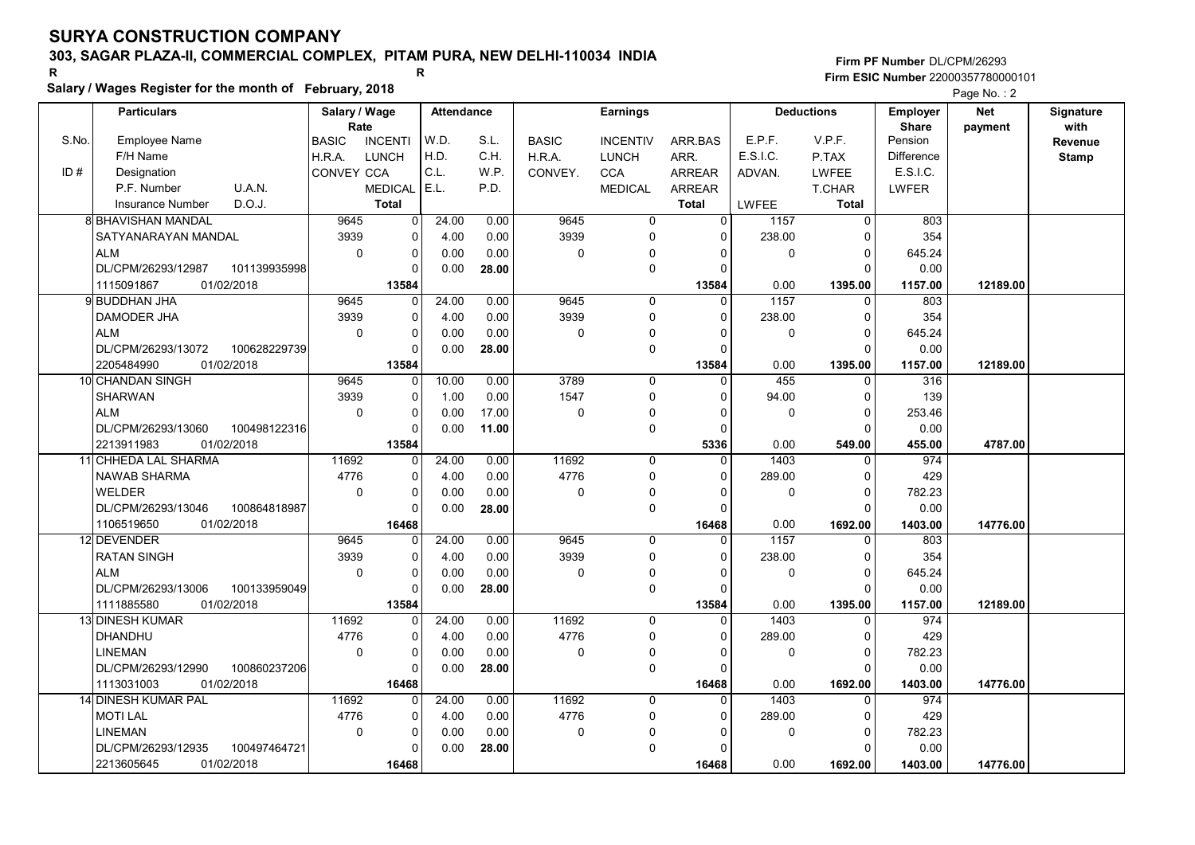# SURYA CONSTRUCTION COMPANY

## 303, SAGAR PLAZA-II, COMMERCIAL COMPLEX, PITAM PURA, NEW DELHI-110034 INDIA

R R

**Salary / Wages Register for the month of February, 2018**

Firm PF Number DL/CPM/26293
Firm ESIC Number 22000357780000101

Page No. : 2

| S.No. / ID # | Particulars: Employee Name / F/H Name / Designation / P.F. Number, U.A.N. / Insurance Number, D.O.J. | Salary / Wage Rate: BASIC / H.R.A. / CONVEY | INCENTI / LUNCH / CCA / MEDICAL / Total | Attendance: W.D. / H.D. / C.L. / E.L. | S.L. / C.H. / W.P. / P.D. | Earnings: BASIC / H.R.A. / CONVEY. | INCENTIV / LUNCH / CCA / MEDICAL | ARR.BAS / ARR. / ARREAR / ARREAR / Total | Deductions: E.P.F. / E.S.I.C. / ADVAN. / LWFEE | V.P.F. / P.TAX / LWFEE / T.CHAR / Total | Employer Share: Pension / Difference / E.S.I.C. / LWFER | Net payment | Signature with Revenue Stamp |
|---|---|---|---|---|---|---|---|---|---|---|---|---|---|
| 8 | BHAVISHAN MANDAL | 9645 | 0 | 24.00 | 0.00 | 9645 | 0 | 0 | 1157 | 0 | 803 | | |
| | SATYANARAYAN MANDAL | 3939 | 0 | 4.00 | 0.00 | 3939 | 0 | 0 | 238.00 | 0 | 354 | | |
| | ALM | 0 | 0 | 0.00 | 0.00 | 0 | 0 | 0 | 0 | 0 | 645.24 | | |
| | DL/CPM/26293/12987 101139935998 | | 0 | 0.00 | 28.00 | | 0 | 0 | | 0 | 0.00 | | |
| | 1115091867 01/02/2018 | | 13584 | | | | | 13584 | 0.00 | 1395.00 | 1157.00 | 12189.00 | |
| 9 | BUDDHAN JHA | 9645 | 0 | 24.00 | 0.00 | 9645 | 0 | 0 | 1157 | 0 | 803 | | |
| | DAMODER JHA | 3939 | 0 | 4.00 | 0.00 | 3939 | 0 | 0 | 238.00 | 0 | 354 | | |
| | ALM | 0 | 0 | 0.00 | 0.00 | 0 | 0 | 0 | 0 | 0 | 645.24 | | |
| | DL/CPM/26293/13072 100628229739 | | 0 | 0.00 | 28.00 | | 0 | 0 | | 0 | 0.00 | | |
| | 2205484990 01/02/2018 | | 13584 | | | | | 13584 | 0.00 | 1395.00 | 1157.00 | 12189.00 | |
| 10 | CHANDAN SINGH | 9645 | 0 | 10.00 | 0.00 | 3789 | 0 | 0 | 455 | 0 | 316 | | |
| | SHARWAN | 3939 | 0 | 1.00 | 0.00 | 1547 | 0 | 0 | 94.00 | 0 | 139 | | |
| | ALM | 0 | 0 | 0.00 | 17.00 | 0 | 0 | 0 | 0 | 0 | 253.46 | | |
| | DL/CPM/26293/13060 100498122316 | | 0 | 0.00 | 11.00 | | 0 | 0 | | 0 | 0.00 | | |
| | 2213911983 01/02/2018 | | 13584 | | | | | 5336 | 0.00 | 549.00 | 455.00 | 4787.00 | |
| 11 | CHHEDA LAL SHARMA | 11692 | 0 | 24.00 | 0.00 | 11692 | 0 | 0 | 1403 | 0 | 974 | | |
| | NAWAB SHARMA | 4776 | 0 | 4.00 | 0.00 | 4776 | 0 | 0 | 289.00 | 0 | 429 | | |
| | WELDER | 0 | 0 | 0.00 | 0.00 | 0 | 0 | 0 | 0 | 0 | 782.23 | | |
| | DL/CPM/26293/13046 100864818987 | | 0 | 0.00 | 28.00 | | 0 | 0 | | 0 | 0.00 | | |
| | 1106519650 01/02/2018 | | 16468 | | | | | 16468 | 0.00 | 1692.00 | 1403.00 | 14776.00 | |
| 12 | DEVENDER | 9645 | 0 | 24.00 | 0.00 | 9645 | 0 | 0 | 1157 | 0 | 803 | | |
| | RATAN SINGH | 3939 | 0 | 4.00 | 0.00 | 3939 | 0 | 0 | 238.00 | 0 | 354 | | |
| | ALM | 0 | 0 | 0.00 | 0.00 | 0 | 0 | 0 | 0 | 0 | 645.24 | | |
| | DL/CPM/26293/13006 100133959049 | | 0 | 0.00 | 28.00 | | 0 | 0 | | 0 | 0.00 | | |
| | 1111885580 01/02/2018 | | 13584 | | | | | 13584 | 0.00 | 1395.00 | 1157.00 | 12189.00 | |
| 13 | DINESH KUMAR | 11692 | 0 | 24.00 | 0.00 | 11692 | 0 | 0 | 1403 | 0 | 974 | | |
| | DHANDHU | 4776 | 0 | 4.00 | 0.00 | 4776 | 0 | 0 | 289.00 | 0 | 429 | | |
| | LINEMAN | 0 | 0 | 0.00 | 0.00 | 0 | 0 | 0 | 0 | 0 | 782.23 | | |
| | DL/CPM/26293/12990 100860237206 | | 0 | 0.00 | 28.00 | | 0 | 0 | | 0 | 0.00 | | |
| | 1113031003 01/02/2018 | | 16468 | | | | | 16468 | 0.00 | 1692.00 | 1403.00 | 14776.00 | |
| 14 | DINESH KUMAR PAL | 11692 | 0 | 24.00 | 0.00 | 11692 | 0 | 0 | 1403 | 0 | 974 | | |
| | MOTI LAL | 4776 | 0 | 4.00 | 0.00 | 4776 | 0 | 0 | 289.00 | 0 | 429 | | |
| | LINEMAN | 0 | 0 | 0.00 | 0.00 | 0 | 0 | 0 | 0 | 0 | 782.23 | | |
| | DL/CPM/26293/12935 100497464721 | | 0 | 0.00 | 28.00 | | 0 | 0 | | 0 | 0.00 | | |
| | 2213605645 01/02/2018 | | 16468 | | | | | 16468 | 0.00 | 1692.00 | 1403.00 | 14776.00 | |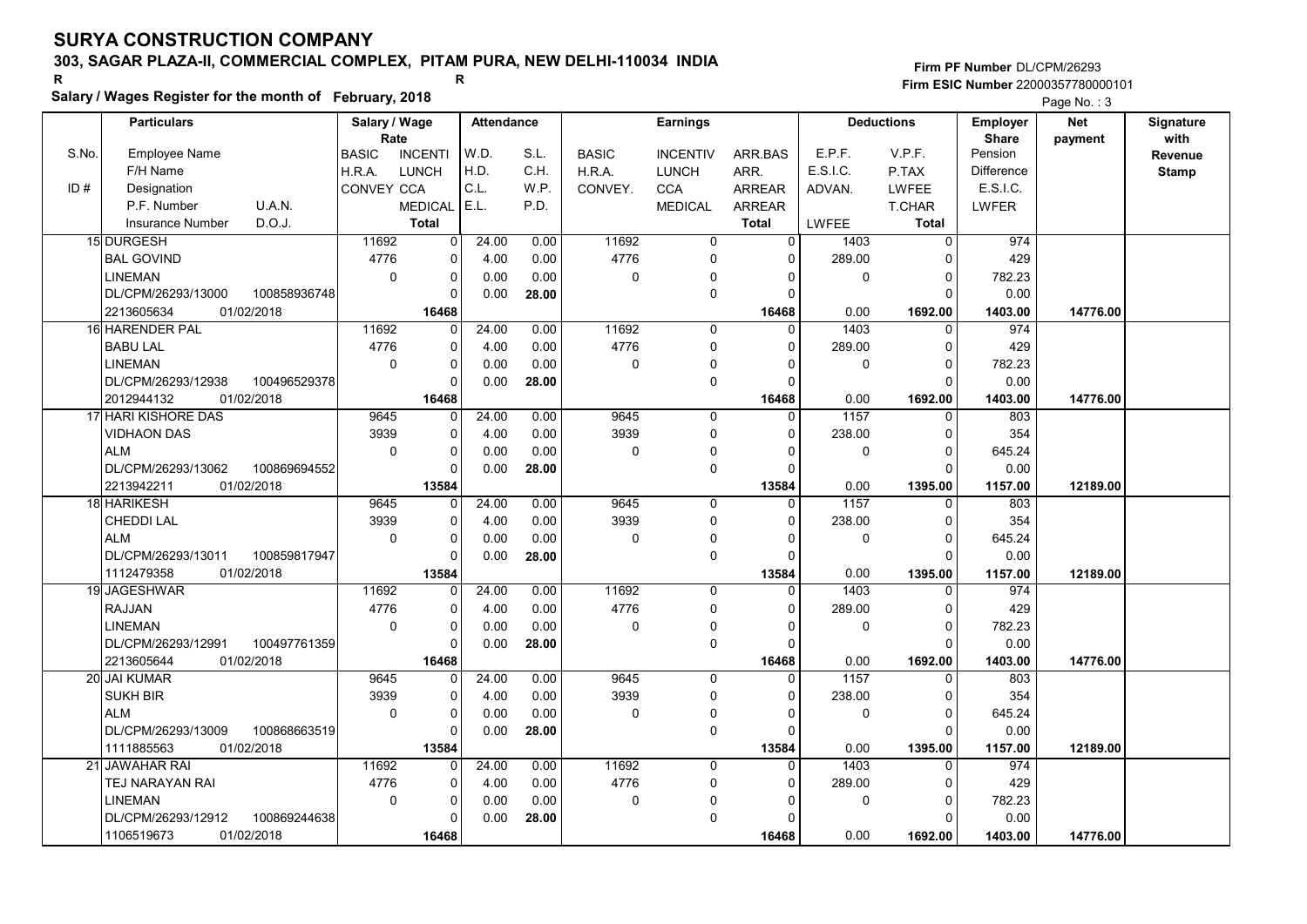# SURYA CONSTRUCTION COMPANY

**303, SAGAR PLAZA-II, COMMERCIAL COMPLEX, PITAM PURA, NEW DELHI-110034 INDIA**

R R

**Salary / Wages Register for the month of February, 2018**

Firm PF Number DL/CPM/26293
Firm ESIC Number 22000357780000101

| S.No. / ID # | Particulars: Employee Name / F/H Name / Designation / P.F. Number, U.A.N. / Insurance Number, D.O.J. | Salary / Wage Rate: BASIC / H.R.A. / CONVEY | INCENTI / LUNCH / CCA / MEDICAL / Total | Attendance: W.D. / H.D. / C.L. / E.L. | S.L. / C.H. / W.P. / P.D. | Earnings: BASIC / H.R.A. / CONVEY. | INCENTIV / LUNCH / CCA / MEDICAL | ARR.BAS / ARR. / ARREAR / ARREAR / Total | Deductions: E.P.F. / E.S.I.C. / ADVAN. / LWFEE | V.P.F. / P.TAX / LWFEE / T.CHAR / Total | Employer Share: Pension / Difference / E.S.I.C. / LWFER | Net payment | Signature with Revenue Stamp |
|---|---|---|---|---|---|---|---|---|---|---|---|---|---|
| 15 | DURGESH | 11692 | 0 | 24.00 | 0.00 | 11692 | 0 | 0 | 1403 | 0 | 974 | | |
| | BAL GOVIND | 4776 | 0 | 4.00 | 0.00 | 4776 | 0 | 0 | 289.00 | 0 | 429 | | |
| | LINEMAN | 0 | 0 | 0.00 | 0.00 | 0 | 0 | 0 | 0 | 0 | 782.23 | | |
| | DL/CPM/26293/13000 100858936748 | | 0 | 0.00 | 28.00 | | 0 | 0 | | 0 | 0.00 | | |
| | 2213605634 01/02/2018 | | 16468 | | | | | 16468 | 0.00 | 1692.00 | 1403.00 | 14776.00 | |
| 16 | HARENDER PAL | 11692 | 0 | 24.00 | 0.00 | 11692 | 0 | 0 | 1403 | 0 | 974 | | |
| | BABU LAL | 4776 | 0 | 4.00 | 0.00 | 4776 | 0 | 0 | 289.00 | 0 | 429 | | |
| | LINEMAN | 0 | 0 | 0.00 | 0.00 | 0 | 0 | 0 | 0 | 0 | 782.23 | | |
| | DL/CPM/26293/12938 100496529378 | | 0 | 0.00 | 28.00 | | 0 | 0 | | 0 | 0.00 | | |
| | 2012944132 01/02/2018 | | 16468 | | | | | 16468 | 0.00 | 1692.00 | 1403.00 | 14776.00 | |
| 17 | HARI KISHORE DAS | 9645 | 0 | 24.00 | 0.00 | 9645 | 0 | 0 | 1157 | 0 | 803 | | |
| | VIDHAON DAS | 3939 | 0 | 4.00 | 0.00 | 3939 | 0 | 0 | 238.00 | 0 | 354 | | |
| | ALM | 0 | 0 | 0.00 | 0.00 | 0 | 0 | 0 | 0 | 0 | 645.24 | | |
| | DL/CPM/26293/13062 100869694552 | | 0 | 0.00 | 28.00 | | 0 | 0 | | 0 | 0.00 | | |
| | 2213942211 01/02/2018 | | 13584 | | | | | 13584 | 0.00 | 1395.00 | 1157.00 | 12189.00 | |
| 18 | HARIKESH | 9645 | 0 | 24.00 | 0.00 | 9645 | 0 | 0 | 1157 | 0 | 803 | | |
| | CHEDDI LAL | 3939 | 0 | 4.00 | 0.00 | 3939 | 0 | 0 | 238.00 | 0 | 354 | | |
| | ALM | 0 | 0 | 0.00 | 0.00 | 0 | 0 | 0 | 0 | 0 | 645.24 | | |
| | DL/CPM/26293/13011 100859817947 | | 0 | 0.00 | 28.00 | | 0 | 0 | | 0 | 0.00 | | |
| | 1112479358 01/02/2018 | | 13584 | | | | | 13584 | 0.00 | 1395.00 | 1157.00 | 12189.00 | |
| 19 | JAGESHWAR | 11692 | 0 | 24.00 | 0.00 | 11692 | 0 | 0 | 1403 | 0 | 974 | | |
| | RAJJAN | 4776 | 0 | 4.00 | 0.00 | 4776 | 0 | 0 | 289.00 | 0 | 429 | | |
| | LINEMAN | 0 | 0 | 0.00 | 0.00 | 0 | 0 | 0 | 0 | 0 | 782.23 | | |
| | DL/CPM/26293/12991 100497761359 | | 0 | 0.00 | 28.00 | | 0 | 0 | | 0 | 0.00 | | |
| | 2213605644 01/02/2018 | | 16468 | | | | | 16468 | 0.00 | 1692.00 | 1403.00 | 14776.00 | |
| 20 | JAI KUMAR | 9645 | 0 | 24.00 | 0.00 | 9645 | 0 | 0 | 1157 | 0 | 803 | | |
| | SUKH BIR | 3939 | 0 | 4.00 | 0.00 | 3939 | 0 | 0 | 238.00 | 0 | 354 | | |
| | ALM | 0 | 0 | 0.00 | 0.00 | 0 | 0 | 0 | 0 | 0 | 645.24 | | |
| | DL/CPM/26293/13009 100868663519 | | 0 | 0.00 | 28.00 | | 0 | 0 | | 0 | 0.00 | | |
| | 1111885563 01/02/2018 | | 13584 | | | | | 13584 | 0.00 | 1395.00 | 1157.00 | 12189.00 | |
| 21 | JAWAHAR RAI | 11692 | 0 | 24.00 | 0.00 | 11692 | 0 | 0 | 1403 | 0 | 974 | | |
| | TEJ NARAYAN RAI | 4776 | 0 | 4.00 | 0.00 | 4776 | 0 | 0 | 289.00 | 0 | 429 | | |
| | LINEMAN | 0 | 0 | 0.00 | 0.00 | 0 | 0 | 0 | 0 | 0 | 782.23 | | |
| | DL/CPM/26293/12912 100869244638 | | 0 | 0.00 | 28.00 | | 0 | 0 | | 0 | 0.00 | | |
| | 1106519673 01/02/2018 | | 16468 | | | | | 16468 | 0.00 | 1692.00 | 1403.00 | 14776.00 | |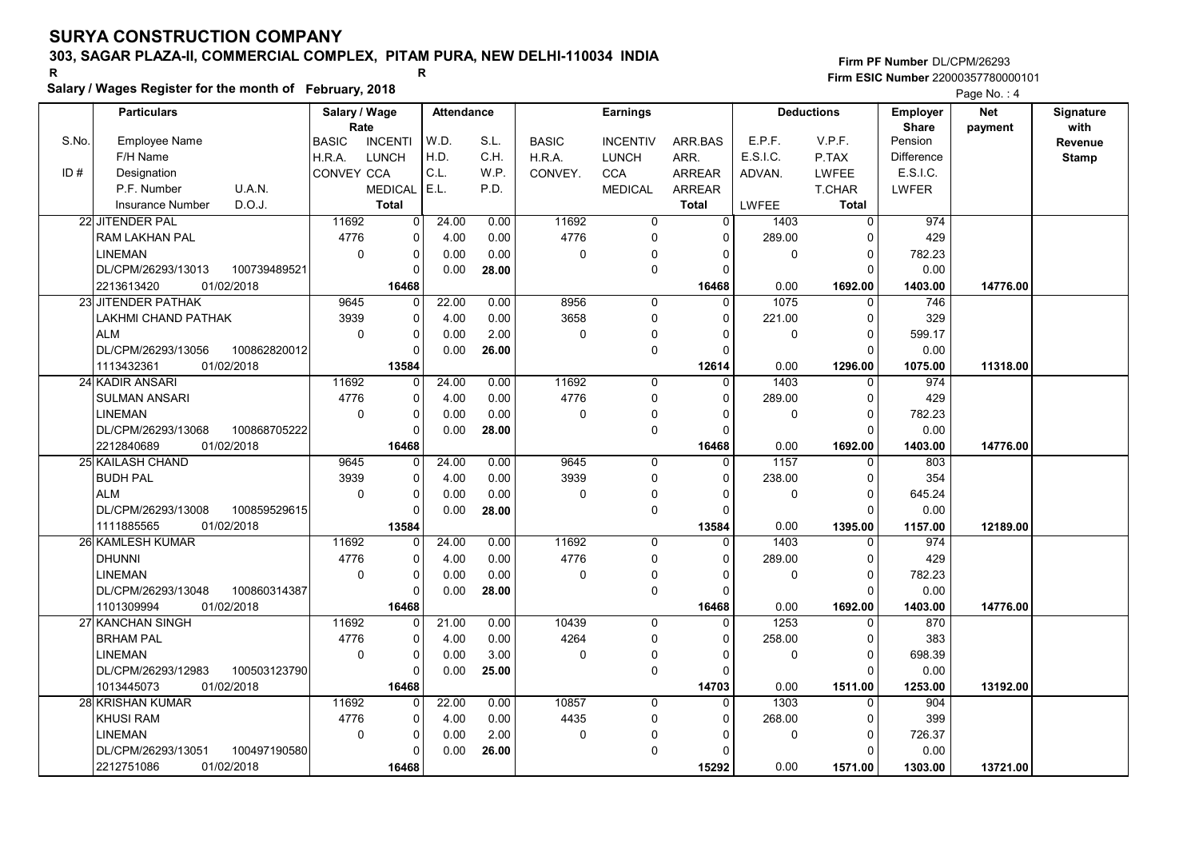# SURYA CONSTRUCTION COMPANY

## 303, SAGAR PLAZA-II, COMMERCIAL COMPLEX, PITAM PURA, NEW DELHI-110034 INDIA

R R

**Salary / Wages Register for the month of February, 2018**

Firm PF Number DL/CPM/26293
Firm ESIC Number 22000357780000101

| S.No. / ID # | Particulars: Employee Name / F/H Name / Designation / P.F. Number / U.A.N. / Insurance Number / D.O.J. | Salary / Wage Rate: BASIC / H.R.A. / CONVEY / | Rate: INCENTI / LUNCH / CCA / MEDICAL / Total | Attendance: W.D. / H.D. / C.L. / E.L. | S.L. / C.H. / W.P. / P.D. | Earnings: BASIC / H.R.A. / CONVEY. | INCENTIV / LUNCH / CCA / MEDICAL | ARR.BAS / ARR. / ARREAR / ARREAR / Total | Deductions: E.P.F. / E.S.I.C. / ADVAN. / LWFEE | V.P.F. / P.TAX / LWFEE / T.CHAR / Total | Employer Share: Pension / Difference / E.S.I.C. / LWFER | Net payment | Signature with Revenue Stamp |
|---|---|---|---|---|---|---|---|---|---|---|---|---|---|
| 22 | JITENDER PAL / RAM LAKHAN PAL / LINEMAN / DL/CPM/26293/13013 / 100739489521 / 2213613420 / 01/02/2018 | 11692 / 4776 / 0 | 0 / 0 / 0 / 0 / 16468 | 24.00 / 4.00 / 0.00 / 0.00 | 0.00 / 0.00 / 0.00 / 28.00 | 11692 / 4776 / 0 | 0 / 0 / 0 / 0 | 0 / 0 / 0 / 0 / 16468 | 1403 / 289.00 / 0 / 0.00 | 0 / 0 / 0 / 0 / 1692.00 | 974 / 429 / 782.23 / 0.00 / 1403.00 | 14776.00 | |
| 23 | JITENDER PATHAK / LAKHMI CHAND PATHAK / ALM / DL/CPM/26293/13056 / 100862820012 / 1113432361 / 01/02/2018 | 9645 / 3939 / 0 | 0 / 0 / 0 / 0 / 13584 | 22.00 / 4.00 / 0.00 / 0.00 | 0.00 / 0.00 / 2.00 / 26.00 | 8956 / 3658 / 0 | 0 / 0 / 0 / 0 | 0 / 0 / 0 / 0 / 12614 | 1075 / 221.00 / 0 / 0.00 | 0 / 0 / 0 / 0 / 1296.00 | 746 / 329 / 599.17 / 0.00 / 1075.00 | 11318.00 | |
| 24 | KADIR ANSARI / SULMAN ANSARI / LINEMAN / DL/CPM/26293/13068 / 100868705222 / 2212840689 / 01/02/2018 | 11692 / 4776 / 0 | 0 / 0 / 0 / 0 / 16468 | 24.00 / 4.00 / 0.00 / 0.00 | 0.00 / 0.00 / 0.00 / 28.00 | 11692 / 4776 / 0 | 0 / 0 / 0 / 0 | 0 / 0 / 0 / 0 / 16468 | 1403 / 289.00 / 0 / 0.00 | 0 / 0 / 0 / 0 / 1692.00 | 974 / 429 / 782.23 / 0.00 / 1403.00 | 14776.00 | |
| 25 | KAILASH CHAND / BUDH PAL / ALM / DL/CPM/26293/13008 / 100859529615 / 1111885565 / 01/02/2018 | 9645 / 3939 / 0 | 0 / 0 / 0 / 0 / 13584 | 24.00 / 4.00 / 0.00 / 0.00 | 0.00 / 0.00 / 0.00 / 28.00 | 9645 / 3939 / 0 | 0 / 0 / 0 / 0 | 0 / 0 / 0 / 0 / 13584 | 1157 / 238.00 / 0 / 0.00 | 0 / 0 / 0 / 0 / 1395.00 | 803 / 354 / 645.24 / 0.00 / 1157.00 | 12189.00 | |
| 26 | KAMLESH KUMAR / DHUNNI / LINEMAN / DL/CPM/26293/13048 / 100860314387 / 1101309994 / 01/02/2018 | 11692 / 4776 / 0 | 0 / 0 / 0 / 0 / 16468 | 24.00 / 4.00 / 0.00 / 0.00 | 0.00 / 0.00 / 0.00 / 28.00 | 11692 / 4776 / 0 | 0 / 0 / 0 / 0 | 0 / 0 / 0 / 0 / 16468 | 1403 / 289.00 / 0 / 0.00 | 0 / 0 / 0 / 0 / 1692.00 | 974 / 429 / 782.23 / 0.00 / 1403.00 | 14776.00 | |
| 27 | KANCHAN SINGH / BRHAM PAL / LINEMAN / DL/CPM/26293/12983 / 100503123790 / 1013445073 / 01/02/2018 | 11692 / 4776 / 0 | 0 / 0 / 0 / 0 / 16468 | 21.00 / 4.00 / 0.00 / 0.00 | 0.00 / 0.00 / 3.00 / 25.00 | 10439 / 4264 / 0 | 0 / 0 / 0 / 0 | 0 / 0 / 0 / 0 / 14703 | 1253 / 258.00 / 0 / 0.00 | 0 / 0 / 0 / 0 / 1511.00 | 870 / 383 / 698.39 / 0.00 / 1253.00 | 13192.00 | |
| 28 | KRISHAN KUMAR / KHUSI RAM / LINEMAN / DL/CPM/26293/13051 / 100497190580 / 2212751086 / 01/02/2018 | 11692 / 4776 / 0 | 0 / 0 / 0 / 0 / 16468 | 22.00 / 4.00 / 0.00 / 0.00 | 0.00 / 0.00 / 2.00 / 26.00 | 10857 / 4435 / 0 | 0 / 0 / 0 / 0 | 0 / 0 / 0 / 0 / 15292 | 1303 / 268.00 / 0 / 0.00 | 0 / 0 / 0 / 0 / 1571.00 | 904 / 399 / 726.37 / 0.00 / 1303.00 | 13721.00 | |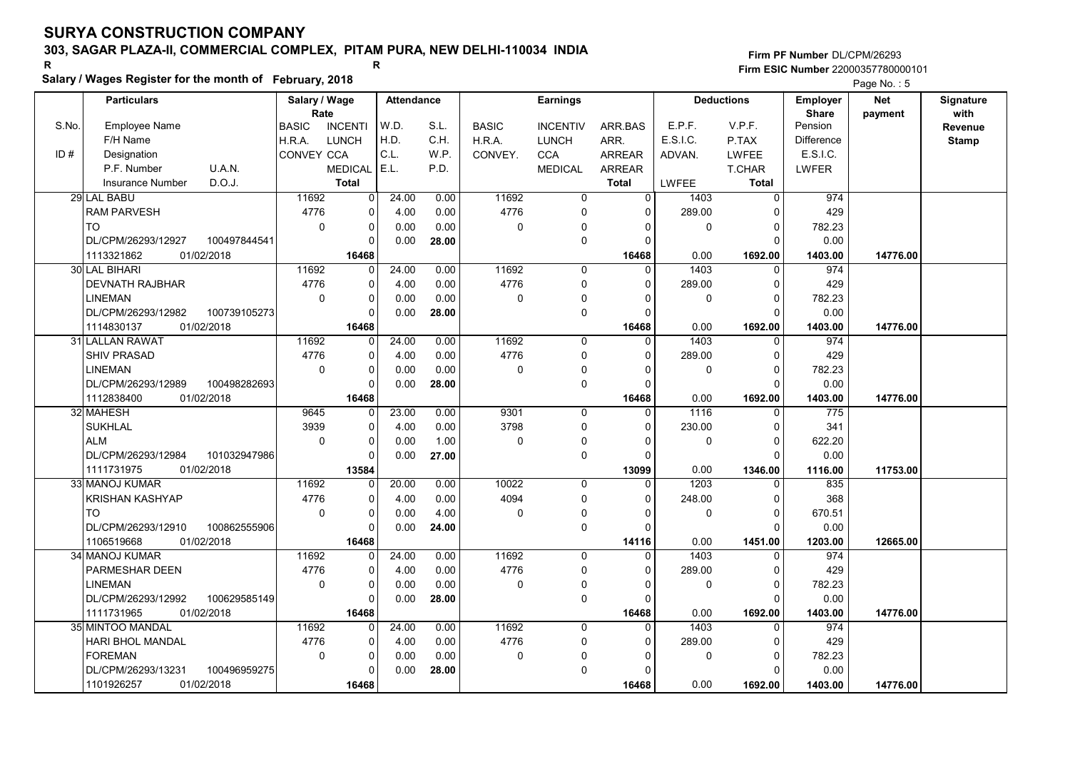# SURYA CONSTRUCTION COMPANY

## 303, SAGAR PLAZA-II, COMMERCIAL COMPLEX, PITAM PURA, NEW DELHI-110034 INDIA

**Salary / Wages Register for the month of February, 2018**

Firm PF Number DL/CPM/26293
Firm ESIC Number 22000357780000101

| S.No. / ID # | Employee Name / F/H Name / Designation / P.F. Number, U.A.N. / Insurance Number, D.O.J. | Salary / Wage Rate: BASIC / H.R.A. / CONVEY | INCENTI / LUNCH / CCA / MEDICAL / Total | Attendance: W.D. / H.D. / C.L. / E.L. | S.L. / C.H. / W.P. / P.D. | Earnings: BASIC / H.R.A. / CONVEY. | INCENTIV / LUNCH / CCA / MEDICAL | ARR.BAS / ARR. / ARREAR / ARREAR / Total | Deductions: E.P.F. / E.S.I.C. / ADVAN. / LWFEE | V.P.F. / P.TAX / LWFEE / T.CHAR / Total | Employer Share: Pension / Difference / E.S.I.C. / LWFER | Net payment | Signature with Revenue Stamp |
|---|---|---|---|---|---|---|---|---|---|---|---|---|---|
| 29 | LAL BABU / RAM PARVESH / TO / DL/CPM/26293/12927, 100497844541 / 1113321862, 01/02/2018 | 11692 / 4776 / 0 | 0 / 0 / 0 / 0 / 16468 | 24.00 / 4.00 / 0.00 / 0.00 | 0.00 / 0.00 / 0.00 / 28.00 | 11692 / 4776 / 0 | 0 / 0 / 0 / 0 | 0 / 0 / 0 / 0 / 16468 | 1403 / 289.00 / 0 / 0.00 | 0 / 0 / 0 / 0 / 1692.00 | 974 / 429 / 782.23 / 0.00 / 1403.00 | 14776.00 | |
| 30 | LAL BIHARI / DEVNATH RAJBHAR / LINEMAN / DL/CPM/26293/12982, 100739105273 / 1114830137, 01/02/2018 | 11692 / 4776 / 0 | 0 / 0 / 0 / 0 / 16468 | 24.00 / 4.00 / 0.00 / 0.00 | 0.00 / 0.00 / 0.00 / 28.00 | 11692 / 4776 / 0 | 0 / 0 / 0 / 0 | 0 / 0 / 0 / 0 / 16468 | 1403 / 289.00 / 0 / 0.00 | 0 / 0 / 0 / 0 / 1692.00 | 974 / 429 / 782.23 / 0.00 / 1403.00 | 14776.00 | |
| 31 | LALLAN RAWAT / SHIV PRASAD / LINEMAN / DL/CPM/26293/12989, 100498282693 / 1112838400, 01/02/2018 | 11692 / 4776 / 0 | 0 / 0 / 0 / 0 / 16468 | 24.00 / 4.00 / 0.00 / 0.00 | 0.00 / 0.00 / 0.00 / 28.00 | 11692 / 4776 / 0 | 0 / 0 / 0 / 0 | 0 / 0 / 0 / 0 / 16468 | 1403 / 289.00 / 0 / 0.00 | 0 / 0 / 0 / 0 / 1692.00 | 974 / 429 / 782.23 / 0.00 / 1403.00 | 14776.00 | |
| 32 | MAHESH / SUKHLAL / ALM / DL/CPM/26293/12984, 101032947986 / 1111731975, 01/02/2018 | 9645 / 3939 / 0 | 0 / 0 / 0 / 0 / 13584 | 23.00 / 4.00 / 0.00 / 0.00 | 0.00 / 0.00 / 1.00 / 27.00 | 9301 / 3798 / 0 | 0 / 0 / 0 / 0 | 0 / 0 / 0 / 0 / 13099 | 1116 / 230.00 / 0 / 0.00 | 0 / 0 / 0 / 0 / 1346.00 | 775 / 341 / 622.20 / 0.00 / 1116.00 | 11753.00 | |
| 33 | MANOJ KUMAR / KRISHAN KASHYAP / TO / DL/CPM/26293/12910, 100862555906 / 1106519668, 01/02/2018 | 11692 / 4776 / 0 | 0 / 0 / 0 / 0 / 16468 | 20.00 / 4.00 / 0.00 / 0.00 | 0.00 / 0.00 / 4.00 / 24.00 | 10022 / 4094 / 0 | 0 / 0 / 0 / 0 | 0 / 0 / 0 / 0 / 14116 | 1203 / 248.00 / 0 / 0.00 | 0 / 0 / 0 / 0 / 1451.00 | 835 / 368 / 670.51 / 0.00 / 1203.00 | 12665.00 | |
| 34 | MANOJ KUMAR / PARMESHAR DEEN / LINEMAN / DL/CPM/26293/12992, 100629585149 / 1111731965, 01/02/2018 | 11692 / 4776 / 0 | 0 / 0 / 0 / 0 / 16468 | 24.00 / 4.00 / 0.00 / 0.00 | 0.00 / 0.00 / 0.00 / 28.00 | 11692 / 4776 / 0 | 0 / 0 / 0 / 0 | 0 / 0 / 0 / 0 / 16468 | 1403 / 289.00 / 0 / 0.00 | 0 / 0 / 0 / 0 / 1692.00 | 974 / 429 / 782.23 / 0.00 / 1403.00 | 14776.00 | |
| 35 | MINTOO MANDAL / HARI BHOL MANDAL / FOREMAN / DL/CPM/26293/13231, 100496959275 / 1101926257, 01/02/2018 | 11692 / 4776 / 0 | 0 / 0 / 0 / 0 / 16468 | 24.00 / 4.00 / 0.00 / 0.00 | 0.00 / 0.00 / 0.00 / 28.00 | 11692 / 4776 / 0 | 0 / 0 / 0 / 0 | 0 / 0 / 0 / 0 / 16468 | 1403 / 289.00 / 0 / 0.00 | 0 / 0 / 0 / 0 / 1692.00 | 974 / 429 / 782.23 / 0.00 / 1403.00 | 14776.00 | |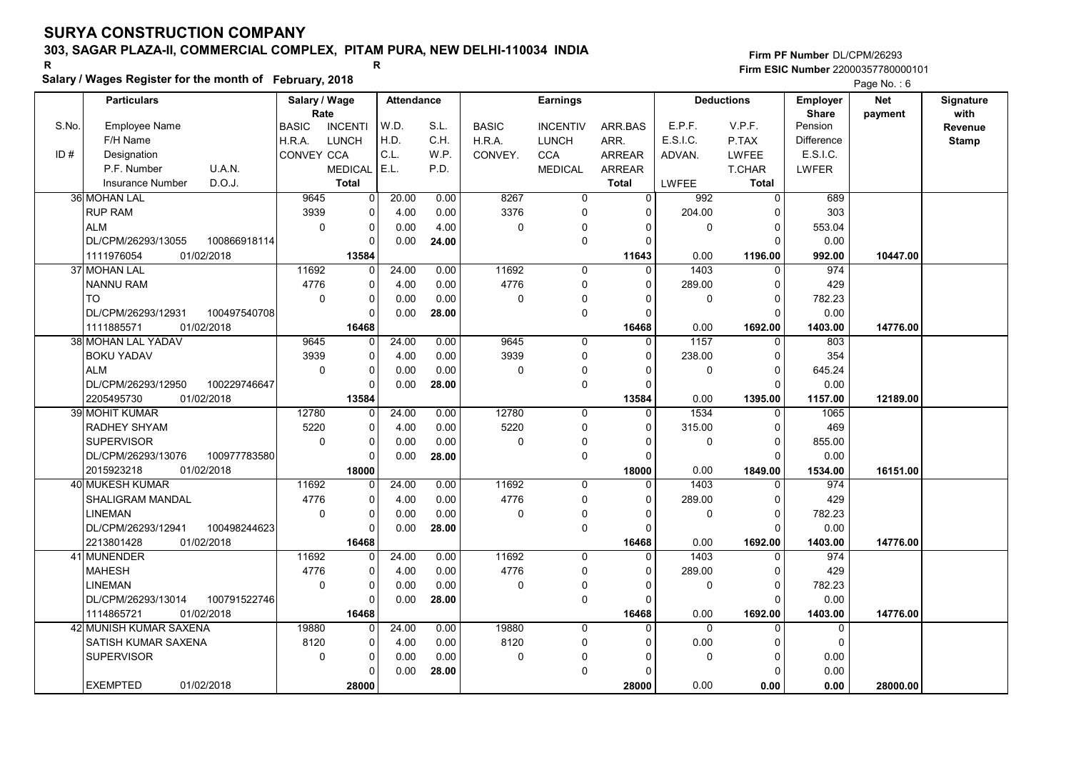# SURYA CONSTRUCTION COMPANY

## 303, SAGAR PLAZA-II, COMMERCIAL COMPLEX, PITAM PURA, NEW DELHI-110034 INDIA

R R

**Salary / Wages Register for the month of February, 2018**

Firm PF Number DL/CPM/26293
Firm ESIC Number 22000357780000101

| S.No. | Particulars | | Salary / Wage Rate | | Attendance | | Earnings | | | Deductions | | Employer Share | Net payment | Signature with Revenue Stamp |
|---|---|---|---|---|---|---|---|---|---|---|---|---|---|---|
| S.No. / ID # | Employee Name / F/H Name / Designation / P.F. Number / Insurance Number | U.A.N. / D.O.J. | BASIC / H.R.A. / CONVEY | INCENTI / LUNCH / CCA / MEDICAL / Total | W.D. / H.D. / C.L. / E.L. | S.L. / C.H. / W.P. / P.D. | BASIC / H.R.A. / CONVEY. | INCENTIV / LUNCH / CCA / MEDICAL | ARR.BAS / ARR. / ARREAR / ARREAR / Total | E.P.F. / E.S.I.C. / ADVAN. / LWFEE | V.P.F. / P.TAX / LWFEE / T.CHAR / Total | Pension / Difference / E.S.I.C. / LWFER | | |
| 36 | MOHAN LAL | | 9645 | 0 | 20.00 | 0.00 | 8267 | 0 | 0 | 992 | 0 | 689 | | |
| | RUP RAM | | 3939 | 0 | 4.00 | 0.00 | 3376 | 0 | 0 | 204.00 | 0 | 303 | | |
| | ALM | | 0 | 0 | 0.00 | 4.00 | 0 | 0 | 0 | 0 | 0 | 553.04 | | |
| | DL/CPM/26293/13055 | 100866918114 | | 0 | 0.00 | 24.00 | | 0 | 0 | | 0 | 0.00 | | |
| | 1111976054 | 01/02/2018 | | 13584 | | | | | 11643 | 0.00 | 1196.00 | 992.00 | 10447.00 | |
| 37 | MOHAN LAL | | 11692 | 0 | 24.00 | 0.00 | 11692 | 0 | 0 | 1403 | 0 | 974 | | |
| | NANNU RAM | | 4776 | 0 | 4.00 | 0.00 | 4776 | 0 | 0 | 289.00 | 0 | 429 | | |
| | TO | | 0 | 0 | 0.00 | 0.00 | 0 | 0 | 0 | 0 | 0 | 782.23 | | |
| | DL/CPM/26293/12931 | 100497540708 | | 0 | 0.00 | 28.00 | | 0 | 0 | | 0 | 0.00 | | |
| | 1111885571 | 01/02/2018 | | 16468 | | | | | 16468 | 0.00 | 1692.00 | 1403.00 | 14776.00 | |
| 38 | MOHAN LAL YADAV | | 9645 | 0 | 24.00 | 0.00 | 9645 | 0 | 0 | 1157 | 0 | 803 | | |
| | BOKU YADAV | | 3939 | 0 | 4.00 | 0.00 | 3939 | 0 | 0 | 238.00 | 0 | 354 | | |
| | ALM | | 0 | 0 | 0.00 | 0.00 | 0 | 0 | 0 | 0 | 0 | 645.24 | | |
| | DL/CPM/26293/12950 | 100229746647 | | 0 | 0.00 | 28.00 | | 0 | 0 | | 0 | 0.00 | | |
| | 2205495730 | 01/02/2018 | | 13584 | | | | | 13584 | 0.00 | 1395.00 | 1157.00 | 12189.00 | |
| 39 | MOHIT KUMAR | | 12780 | 0 | 24.00 | 0.00 | 12780 | 0 | 0 | 1534 | 0 | 1065 | | |
| | RADHEY SHYAM | | 5220 | 0 | 4.00 | 0.00 | 5220 | 0 | 0 | 315.00 | 0 | 469 | | |
| | SUPERVISOR | | 0 | 0 | 0.00 | 0.00 | 0 | 0 | 0 | 0 | 0 | 855.00 | | |
| | DL/CPM/26293/13076 | 100977783580 | | 0 | 0.00 | 28.00 | | 0 | 0 | | 0 | 0.00 | | |
| | 2015923218 | 01/02/2018 | | 18000 | | | | | 18000 | 0.00 | 1849.00 | 1534.00 | 16151.00 | |
| 40 | MUKESH KUMAR | | 11692 | 0 | 24.00 | 0.00 | 11692 | 0 | 0 | 1403 | 0 | 974 | | |
| | SHALIGRAM MANDAL | | 4776 | 0 | 4.00 | 0.00 | 4776 | 0 | 0 | 289.00 | 0 | 429 | | |
| | LINEMAN | | 0 | 0 | 0.00 | 0.00 | 0 | 0 | 0 | 0 | 0 | 782.23 | | |
| | DL/CPM/26293/12941 | 100498244623 | | 0 | 0.00 | 28.00 | | 0 | 0 | | 0 | 0.00 | | |
| | 2213801428 | 01/02/2018 | | 16468 | | | | | 16468 | 0.00 | 1692.00 | 1403.00 | 14776.00 | |
| 41 | MUNENDER | | 11692 | 0 | 24.00 | 0.00 | 11692 | 0 | 0 | 1403 | 0 | 974 | | |
| | MAHESH | | 4776 | 0 | 4.00 | 0.00 | 4776 | 0 | 0 | 289.00 | 0 | 429 | | |
| | LINEMAN | | 0 | 0 | 0.00 | 0.00 | 0 | 0 | 0 | 0 | 0 | 782.23 | | |
| | DL/CPM/26293/13014 | 100791522746 | | 0 | 0.00 | 28.00 | | 0 | 0 | | 0 | 0.00 | | |
| | 1114865721 | 01/02/2018 | | 16468 | | | | | 16468 | 0.00 | 1692.00 | 1403.00 | 14776.00 | |
| 42 | MUNISH KUMAR SAXENA | | 19880 | 0 | 24.00 | 0.00 | 19880 | 0 | 0 | 0 | 0 | 0 | | |
| | SATISH KUMAR SAXENA | | 8120 | 0 | 4.00 | 0.00 | 8120 | 0 | 0 | 0.00 | 0 | 0 | | |
| | SUPERVISOR | | 0 | 0 | 0.00 | 0.00 | 0 | 0 | 0 | 0 | 0 | 0.00 | | |
| | | | | 0 | 0.00 | 28.00 | | 0 | 0 | | 0 | 0.00 | | |
| | EXEMPTED | 01/02/2018 | | 28000 | | | | | 28000 | 0.00 | 0.00 | 0.00 | 28000.00 | |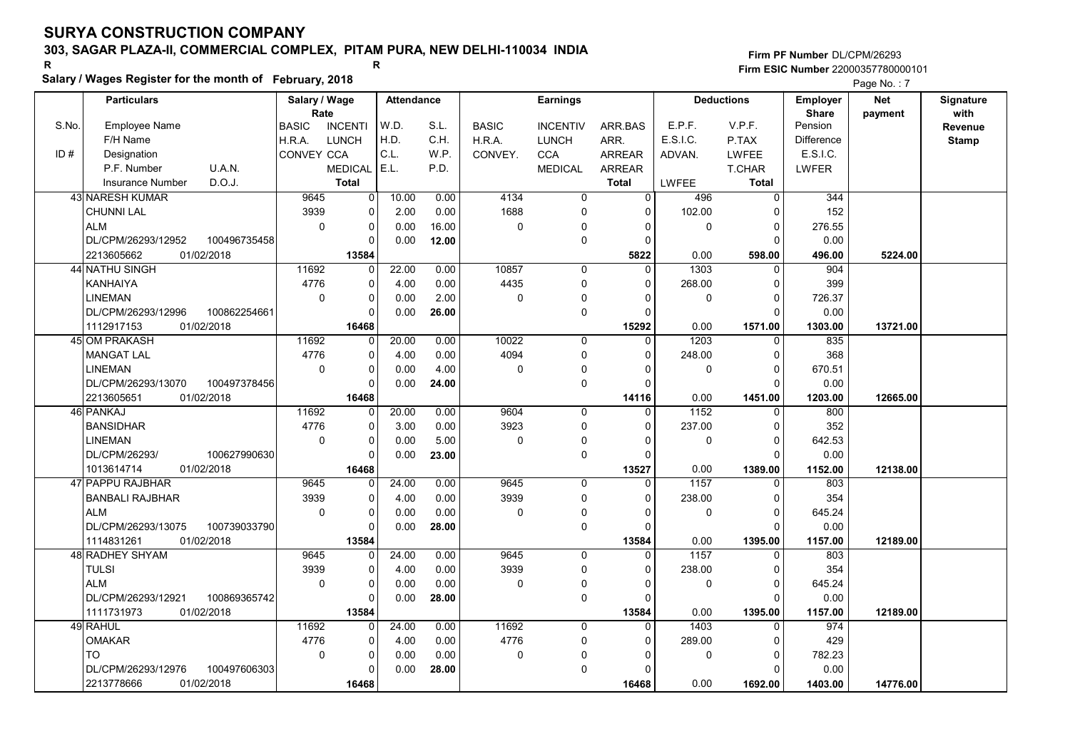# SURYA CONSTRUCTION COMPANY

**303, SAGAR PLAZA-II, COMMERCIAL COMPLEX, PITAM PURA, NEW DELHI-110034 INDIA**

R R

**Salary / Wages Register for the month of February, 2018**

Firm PF Number DL/CPM/26293
Firm ESIC Number 22000357780000101

| S.No. | Particulars: Employee Name / F/H Name / Designation / P.F. Number, U.A.N. / Insurance Number, D.O.J. | Salary / Wage Rate: BASIC / H.R.A. / CONVEY | INCENTI / LUNCH / CCA / MEDICAL / Total | Attendance: W.D. / H.D. / C.L. / E.L. | S.L. / C.H. / W.P. / P.D. | Earnings: BASIC / H.R.A. / CONVEY. | INCENTIV / LUNCH / CCA / MEDICAL | ARR.BAS / ARR. / ARREAR / ARREAR / Total | Deductions: E.P.F. / E.S.I.C. / ADVAN. / LWFEE | V.P.F. / P.TAX / LWFEE / T.CHAR / Total | Employer Share: Pension / Difference / E.S.I.C. / LWFER | Net payment | Signature with Revenue Stamp |
|---|---|---|---|---|---|---|---|---|---|---|---|---|---|
| 43 | NARESH KUMAR<br>CHUNNI LAL<br>ALM<br>DL/CPM/26293/12952 100496735458<br>2213605662 01/02/2018 | 9645<br>3939<br>0 | 0<br>0<br>0<br>0<br>**13584** | 10.00<br>2.00<br>0.00<br>0.00 | 0.00<br>0.00<br>16.00<br>**12.00** | 4134<br>1688<br>0 | 0<br>0<br>0<br>0 | 0<br>0<br>0<br>0<br>**5822** | 496<br>102.00<br>0<br>0.00 | 0<br>0<br>0<br>0<br>**598.00** | 344<br>152<br>276.55<br>0.00<br>**496.00** | **5224.00** | |
| 44 | NATHU SINGH<br>KANHAIYA<br>LINEMAN<br>DL/CPM/26293/12996 100862254661<br>1112917153 01/02/2018 | 11692<br>4776<br>0 | 0<br>0<br>0<br>0<br>**16468** | 22.00<br>4.00<br>0.00<br>0.00 | 0.00<br>0.00<br>2.00<br>**26.00** | 10857<br>4435<br>0 | 0<br>0<br>0<br>0 | 0<br>0<br>0<br>0<br>**15292** | 1303<br>268.00<br>0<br>0.00 | 0<br>0<br>0<br>0<br>**1571.00** | 904<br>399<br>726.37<br>0.00<br>**1303.00** | **13721.00** | |
| 45 | OM PRAKASH<br>MANGAT LAL<br>LINEMAN<br>DL/CPM/26293/13070 100497378456<br>2213605651 01/02/2018 | 11692<br>4776<br>0 | 0<br>0<br>0<br>0<br>**16468** | 20.00<br>4.00<br>0.00<br>0.00 | 0.00<br>0.00<br>4.00<br>**24.00** | 10022<br>4094<br>0 | 0<br>0<br>0<br>0 | 0<br>0<br>0<br>0<br>**14116** | 1203<br>248.00<br>0<br>0.00 | 0<br>0<br>0<br>0<br>**1451.00** | 835<br>368<br>670.51<br>0.00<br>**1203.00** | **12665.00** | |
| 46 | PANKAJ<br>BANSIDHAR<br>LINEMAN<br>DL/CPM/26293/ 100627990630<br>1013614714 01/02/2018 | 11692<br>4776<br>0 | 0<br>0<br>0<br>0<br>**16468** | 20.00<br>3.00<br>0.00<br>0.00 | 0.00<br>0.00<br>5.00<br>**23.00** | 9604<br>3923<br>0 | 0<br>0<br>0<br>0 | 0<br>0<br>0<br>0<br>**13527** | 1152<br>237.00<br>0<br>0.00 | 0<br>0<br>0<br>0<br>**1389.00** | 800<br>352<br>642.53<br>0.00<br>**1152.00** | **12138.00** | |
| 47 | PAPPU RAJBHAR<br>BANBALI RAJBHAR<br>ALM<br>DL/CPM/26293/13075 100739033790<br>1114831261 01/02/2018 | 9645<br>3939<br>0 | 0<br>0<br>0<br>0<br>**13584** | 24.00<br>4.00<br>0.00<br>0.00 | 0.00<br>0.00<br>0.00<br>**28.00** | 9645<br>3939<br>0 | 0<br>0<br>0<br>0 | 0<br>0<br>0<br>0<br>**13584** | 1157<br>238.00<br>0<br>0.00 | 0<br>0<br>0<br>0<br>**1395.00** | 803<br>354<br>645.24<br>0.00<br>**1157.00** | **12189.00** | |
| 48 | RADHEY SHYAM<br>TULSI<br>ALM<br>DL/CPM/26293/12921 100869365742<br>1111731973 01/02/2018 | 9645<br>3939<br>0 | 0<br>0<br>0<br>0<br>**13584** | 24.00<br>4.00<br>0.00<br>0.00 | 0.00<br>0.00<br>0.00<br>**28.00** | 9645<br>3939<br>0 | 0<br>0<br>0<br>0 | 0<br>0<br>0<br>0<br>**13584** | 1157<br>238.00<br>0<br>0.00 | 0<br>0<br>0<br>0<br>**1395.00** | 803<br>354<br>645.24<br>0.00<br>**1157.00** | **12189.00** | |
| 49 | RAHUL<br>OMAKAR<br>TO<br>DL/CPM/26293/12976 100497606303<br>2213778666 01/02/2018 | 11692<br>4776<br>0 | 0<br>0<br>0<br>0<br>**16468** | 24.00<br>4.00<br>0.00<br>0.00 | 0.00<br>0.00<br>0.00<br>**28.00** | 11692<br>4776<br>0 | 0<br>0<br>0<br>0 | 0<br>0<br>0<br>0<br>**16468** | 1403<br>289.00<br>0<br>0.00 | 0<br>0<br>0<br>0<br>**1692.00** | 974<br>429<br>782.23<br>0.00<br>**1403.00** | **14776.00** | |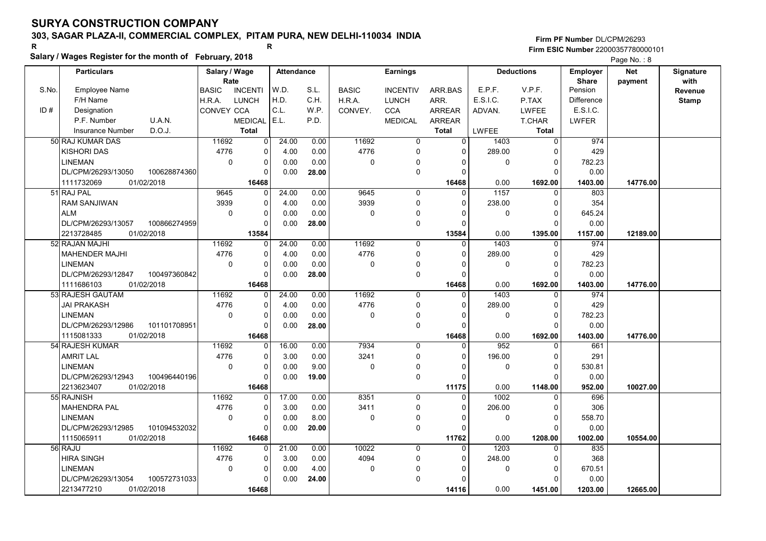# SURYA CONSTRUCTION COMPANY

**303, SAGAR PLAZA-II, COMMERCIAL COMPLEX, PITAM PURA, NEW DELHI-110034 INDIA**

R R

**Salary / Wages Register for the month of February, 2018**

Firm PF Number DL/CPM/26293
Firm ESIC Number 22000357780000101

| S.No. / ID # | Particulars: Employee Name / F/H Name / Designation / P.F. Number / U.A.N. / Insurance Number / D.O.J. | Salary / Wage Rate: BASIC / H.R.A. / CONVEY | Rate: INCENTI / LUNCH / CCA / MEDICAL / Total | Attendance: W.D. / H.D. / C.L. / E.L. | Attendance: S.L. / C.H. / W.P. / P.D. | Earnings: BASIC / H.R.A. / CONVEY. | Earnings: INCENTIV / LUNCH / CCA / MEDICAL | Earnings: ARR.BAS / ARR. / ARREAR / ARREAR / Total | Deductions: E.P.F. / E.S.I.C. / ADVAN. / LWFEE | Deductions: V.P.F. / P.TAX / LWFEE / T.CHAR / Total | Employer Share: Pension / Difference / E.S.I.C. / LWFER | Net payment | Signature with Revenue Stamp |
|---|---|---|---|---|---|---|---|---|---|---|---|---|---|
| 50 | RAJ KUMAR DAS / KISHORI DAS / LINEMAN / DL/CPM/26293/13050 / 100628874360 / 1111732069 / 01/02/2018 | 11692 / 4776 / 0 | 0 / 0 / 0 / 0 / 16468 | 24.00 / 4.00 / 0.00 / 0.00 | 0.00 / 0.00 / 0.00 / 28.00 | 11692 / 4776 / 0 | 0 / 0 / 0 / 0 | 0 / 0 / 0 / 0 / 16468 | 1403 / 289.00 / 0 / 0.00 | 0 / 0 / 0 / 0 / 1692.00 | 974 / 429 / 782.23 / 0.00 / 1403.00 | 14776.00 | |
| 51 | RAJ PAL / RAM SANJIWAN / ALM / DL/CPM/26293/13057 / 100866274959 / 2213728485 / 01/02/2018 | 9645 / 3939 / 0 | 0 / 0 / 0 / 0 / 13584 | 24.00 / 4.00 / 0.00 / 0.00 | 0.00 / 0.00 / 0.00 / 28.00 | 9645 / 3939 / 0 | 0 / 0 / 0 / 0 | 0 / 0 / 0 / 0 / 13584 | 1157 / 238.00 / 0 / 0.00 | 0 / 0 / 0 / 0 / 1395.00 | 803 / 354 / 645.24 / 0.00 / 1157.00 | 12189.00 | |
| 52 | RAJAN MAJHI / MAHENDER MAJHI / LINEMAN / DL/CPM/26293/12847 / 100497360842 / 1111686103 / 01/02/2018 | 11692 / 4776 / 0 | 0 / 0 / 0 / 0 / 16468 | 24.00 / 4.00 / 0.00 / 0.00 | 0.00 / 0.00 / 0.00 / 28.00 | 11692 / 4776 / 0 | 0 / 0 / 0 / 0 | 0 / 0 / 0 / 0 / 16468 | 1403 / 289.00 / 0 / 0.00 | 0 / 0 / 0 / 0 / 1692.00 | 974 / 429 / 782.23 / 0.00 / 1403.00 | 14776.00 | |
| 53 | RAJESH GAUTAM / JAI PRAKASH / LINEMAN / DL/CPM/26293/12986 / 101101708951 / 1115081333 / 01/02/2018 | 11692 / 4776 / 0 | 0 / 0 / 0 / 0 / 16468 | 24.00 / 4.00 / 0.00 / 0.00 | 0.00 / 0.00 / 0.00 / 28.00 | 11692 / 4776 / 0 | 0 / 0 / 0 / 0 | 0 / 0 / 0 / 0 / 16468 | 1403 / 289.00 / 0 / 0.00 | 0 / 0 / 0 / 0 / 1692.00 | 974 / 429 / 782.23 / 0.00 / 1403.00 | 14776.00 | |
| 54 | RAJESH KUMAR / AMRIT LAL / LINEMAN / DL/CPM/26293/12943 / 100496440196 / 2213623407 / 01/02/2018 | 11692 / 4776 / 0 | 0 / 0 / 0 / 0 / 16468 | 16.00 / 3.00 / 0.00 / 0.00 | 0.00 / 0.00 / 9.00 / 19.00 | 7934 / 3241 / 0 | 0 / 0 / 0 / 0 | 0 / 0 / 0 / 0 / 11175 | 952 / 196.00 / 0 / 0.00 | 0 / 0 / 0 / 0 / 1148.00 | 661 / 291 / 530.81 / 0.00 / 952.00 | 10027.00 | |
| 55 | RAJNISH / MAHENDRA PAL / LINEMAN / DL/CPM/26293/12985 / 101094532032 / 1115065911 / 01/02/2018 | 11692 / 4776 / 0 | 0 / 0 / 0 / 0 / 16468 | 17.00 / 3.00 / 0.00 / 0.00 | 0.00 / 0.00 / 8.00 / 20.00 | 8351 / 3411 / 0 | 0 / 0 / 0 / 0 | 0 / 0 / 0 / 0 / 11762 | 1002 / 206.00 / 0 / 0.00 | 0 / 0 / 0 / 0 / 1208.00 | 696 / 306 / 558.70 / 0.00 / 1002.00 | 10554.00 | |
| 56 | RAJU / HIRA SINGH / LINEMAN / DL/CPM/26293/13054 / 100572731033 / 2213477210 / 01/02/2018 | 11692 / 4776 / 0 | 0 / 0 / 0 / 0 / 16468 | 21.00 / 3.00 / 0.00 / 0.00 | 0.00 / 0.00 / 4.00 / 24.00 | 10022 / 4094 / 0 | 0 / 0 / 0 / 0 | 0 / 0 / 0 / 0 / 14116 | 1203 / 248.00 / 0 / 0.00 | 0 / 0 / 0 / 0 / 1451.00 | 835 / 368 / 670.51 / 0.00 / 1203.00 | 12665.00 | |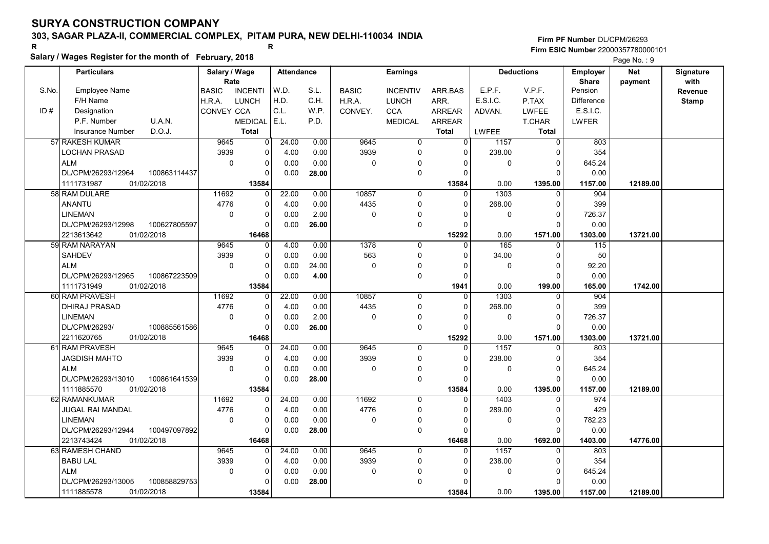# SURYA CONSTRUCTION COMPANY

## 303, SAGAR PLAZA-II, COMMERCIAL COMPLEX, PITAM PURA, NEW DELHI-110034 INDIA

R R

**Salary / Wages Register for the month of February, 2018**

Firm PF Number DL/CPM/26293
Firm ESIC Number 22000357780000101

Page No. : 9

| S.No. / ID # | Employee Name / F/H Name / Designation / P.F. Number, U.A.N. / Insurance Number, D.O.J. | BASIC / H.R.A. / CONVEY | INCENTI / LUNCH / CCA / MEDICAL / Total | W.D. / H.D. / C.L. / E.L. | S.L. / C.H. / W.P. / P.D. | BASIC / H.R.A. / CONVEY. | INCENTIV / LUNCH / CCA / MEDICAL | ARR.BAS / ARR. / ARREAR / ARREAR / Total | E.P.F. / E.S.I.C. / ADVAN. / LWFEE | V.P.F. / P.TAX / LWFEE / T.CHAR / Total | Employer Share: Pension / Difference / E.S.I.C. / LWFER | Net payment | Signature with Revenue Stamp |
|---|---|---|---|---|---|---|---|---|---|---|---|---|---|
| 57 | RAKESH KUMAR<br>LOCHAN PRASAD<br>ALM<br>DL/CPM/26293/12964 100863114437<br>1111731987 01/02/2018 | 9645<br>3939<br>0 | 0<br>0<br>0<br>0<br>13584 | 24.00<br>4.00<br>0.00<br>0.00 | 0.00<br>0.00<br>0.00<br>28.00 | 9645<br>3939<br>0 | 0<br>0<br>0<br>0 | 0<br>0<br>0<br>0<br>13584 | 1157<br>238.00<br>0<br>0.00 | 0<br>0<br>0<br>0<br>1395.00 | 803<br>354<br>645.24<br>0.00<br>1157.00 | 12189.00 | |
| 58 | RAM DULARE<br>ANANTU<br>LINEMAN<br>DL/CPM/26293/12998 100627805597<br>2213613642 01/02/2018 | 11692<br>4776<br>0 | 0<br>0<br>0<br>0<br>16468 | 22.00<br>4.00<br>0.00<br>0.00 | 0.00<br>0.00<br>2.00<br>26.00 | 10857<br>4435<br>0 | 0<br>0<br>0<br>0 | 0<br>0<br>0<br>0<br>15292 | 1303<br>268.00<br>0<br>0.00 | 0<br>0<br>0<br>0<br>1571.00 | 904<br>399<br>726.37<br>0.00<br>1303.00 | 13721.00 | |
| 59 | RAM NARAYAN<br>SAHDEV<br>ALM<br>DL/CPM/26293/12965 100867223509<br>1111731949 01/02/2018 | 9645<br>3939<br>0 | 0<br>0<br>0<br>0<br>13584 | 4.00<br>0.00<br>0.00<br>0.00 | 0.00<br>0.00<br>24.00<br>4.00 | 1378<br>563<br>0 | 0<br>0<br>0<br>0 | 0<br>0<br>0<br>0<br>1941 | 165<br>34.00<br>0<br>0.00 | 0<br>0<br>0<br>0<br>199.00 | 115<br>50<br>92.20<br>0.00<br>165.00 | 1742.00 | |
| 60 | RAM PRAVESH<br>DHIRAJ PRASAD<br>LINEMAN<br>DL/CPM/26293/ 100885561586<br>2211620765 01/02/2018 | 11692<br>4776<br>0 | 0<br>0<br>0<br>0<br>16468 | 22.00<br>4.00<br>0.00<br>0.00 | 0.00<br>0.00<br>2.00<br>26.00 | 10857<br>4435<br>0 | 0<br>0<br>0<br>0 | 0<br>0<br>0<br>0<br>15292 | 1303<br>268.00<br>0<br>0.00 | 0<br>0<br>0<br>0<br>1571.00 | 904<br>399<br>726.37<br>0.00<br>1303.00 | 13721.00 | |
| 61 | RAM PRAVESH<br>JAGDISH MAHTO<br>ALM<br>DL/CPM/26293/13010 100861641539<br>1111885570 01/02/2018 | 9645<br>3939<br>0 | 0<br>0<br>0<br>0<br>13584 | 24.00<br>4.00<br>0.00<br>0.00 | 0.00<br>0.00<br>0.00<br>28.00 | 9645<br>3939<br>0 | 0<br>0<br>0<br>0 | 0<br>0<br>0<br>0<br>13584 | 1157<br>238.00<br>0<br>0.00 | 0<br>0<br>0<br>0<br>1395.00 | 803<br>354<br>645.24<br>0.00<br>1157.00 | 12189.00 | |
| 62 | RAMANKUMAR<br>JUGAL RAI MANDAL<br>LINEMAN<br>DL/CPM/26293/12944 100497097892<br>2213743424 01/02/2018 | 11692<br>4776<br>0 | 0<br>0<br>0<br>0<br>16468 | 24.00<br>4.00<br>0.00<br>0.00 | 0.00<br>0.00<br>0.00<br>28.00 | 11692<br>4776<br>0 | 0<br>0<br>0<br>0 | 0<br>0<br>0<br>0<br>16468 | 1403<br>289.00<br>0<br>0.00 | 0<br>0<br>0<br>0<br>1692.00 | 974<br>429<br>782.23<br>0.00<br>1403.00 | 14776.00 | |
| 63 | RAMESH CHAND<br>BABU LAL<br>ALM<br>DL/CPM/26293/13005 100858829753<br>1111885578 01/02/2018 | 9645<br>3939<br>0 | 0<br>0<br>0<br>0<br>13584 | 24.00<br>4.00<br>0.00<br>0.00 | 0.00<br>0.00<br>0.00<br>28.00 | 9645<br>3939<br>0 | 0<br>0<br>0<br>0 | 0<br>0<br>0<br>0<br>13584 | 1157<br>238.00<br>0<br>0.00 | 0<br>0<br>0<br>0<br>1395.00 | 803<br>354<br>645.24<br>0.00<br>1157.00 | 12189.00 | |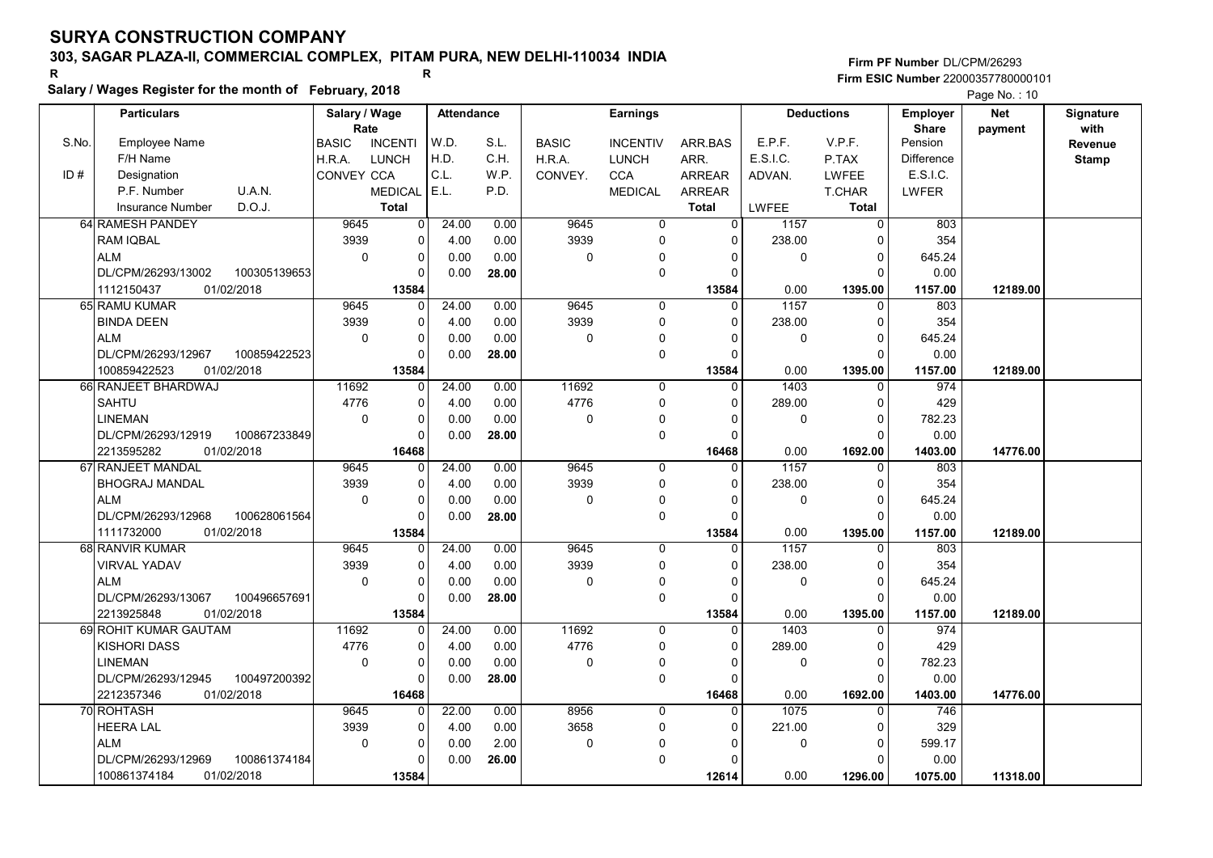# SURYA CONSTRUCTION COMPANY

**303, SAGAR PLAZA-II, COMMERCIAL COMPLEX, PITAM PURA, NEW DELHI-110034 INDIA**

R R

**Salary / Wages Register for the month of February, 2018**

Firm PF Number DL/CPM/26293
Firm ESIC Number 22000357780000101

| S.No. / ID # | Employee Name / F/H Name / Designation / P.F. Number / U.A.N. / Insurance Number / D.O.J. | Salary / Wage Rate: BASIC / H.R.A. / CONVEY | INCENTI / LUNCH / CCA / MEDICAL / Total | Attendance: W.D. / H.D. / C.L. / E.L. | S.L. / C.H. / W.P. / P.D. | Earnings: BASIC / H.R.A. / CONVEY. | INCENTIV / LUNCH / CCA / MEDICAL | ARR.BAS / ARR. / ARREAR / ARREAR / Total | Deductions: E.P.F. / E.S.I.C. / ADVAN. / LWFEE | V.P.F. / P.TAX / LWFEE / T.CHAR / Total | Employer Share: Pension / Difference / E.S.I.C. / LWFER | Net payment | Signature with Revenue Stamp |
|---|---|---|---|---|---|---|---|---|---|---|---|---|---|
| 64 | RAMESH PANDEY / RAM IQBAL / ALM / DL/CPM/26293/13002 / 100305139653 / 1112150437 / 01/02/2018 | 9645 / 3939 / 0 | 0 / 0 / 0 / 0 / 13584 | 24.00 / 4.00 / 0.00 / 0.00 | 0.00 / 0.00 / 0.00 / 28.00 | 9645 / 3939 / 0 | 0 / 0 / 0 / 0 | 0 / 0 / 0 / 0 / 13584 | 1157 / 238.00 / 0 / 0.00 | 0 / 0 / 0 / 0 / 1395.00 | 803 / 354 / 645.24 / 0.00 / 1157.00 | 12189.00 | |
| 65 | RAMU KUMAR / BINDA DEEN / ALM / DL/CPM/26293/12967 / 100859422523 / 100859422523 / 01/02/2018 | 9645 / 3939 / 0 | 0 / 0 / 0 / 0 / 13584 | 24.00 / 4.00 / 0.00 / 0.00 | 0.00 / 0.00 / 0.00 / 28.00 | 9645 / 3939 / 0 | 0 / 0 / 0 / 0 | 0 / 0 / 0 / 0 / 13584 | 1157 / 238.00 / 0 / 0.00 | 0 / 0 / 0 / 0 / 1395.00 | 803 / 354 / 645.24 / 0.00 / 1157.00 | 12189.00 | |
| 66 | RANJEET BHARDWAJ / SAHTU / LINEMAN / DL/CPM/26293/12919 / 100867233849 / 2213595282 / 01/02/2018 | 11692 / 4776 / 0 | 0 / 0 / 0 / 0 / 16468 | 24.00 / 4.00 / 0.00 / 0.00 | 0.00 / 0.00 / 0.00 / 28.00 | 11692 / 4776 / 0 | 0 / 0 / 0 / 0 | 0 / 0 / 0 / 0 / 16468 | 1403 / 289.00 / 0 / 0.00 | 0 / 0 / 0 / 0 / 1692.00 | 974 / 429 / 782.23 / 0.00 / 1403.00 | 14776.00 | |
| 67 | RANJEET MANDAL / BHOGRAJ MANDAL / ALM / DL/CPM/26293/12968 / 100628061564 / 1111732000 / 01/02/2018 | 9645 / 3939 / 0 | 0 / 0 / 0 / 0 / 13584 | 24.00 / 4.00 / 0.00 / 0.00 | 0.00 / 0.00 / 0.00 / 28.00 | 9645 / 3939 / 0 | 0 / 0 / 0 / 0 | 0 / 0 / 0 / 0 / 13584 | 1157 / 238.00 / 0 / 0.00 | 0 / 0 / 0 / 0 / 1395.00 | 803 / 354 / 645.24 / 0.00 / 1157.00 | 12189.00 | |
| 68 | RANVIR KUMAR / VIRVAL YADAV / ALM / DL/CPM/26293/13067 / 100496657691 / 2213925848 / 01/02/2018 | 9645 / 3939 / 0 | 0 / 0 / 0 / 0 / 13584 | 24.00 / 4.00 / 0.00 / 0.00 | 0.00 / 0.00 / 0.00 / 28.00 | 9645 / 3939 / 0 | 0 / 0 / 0 / 0 | 0 / 0 / 0 / 0 / 13584 | 1157 / 238.00 / 0 / 0.00 | 0 / 0 / 0 / 0 / 1395.00 | 803 / 354 / 645.24 / 0.00 / 1157.00 | 12189.00 | |
| 69 | ROHIT KUMAR GAUTAM / KISHORI DASS / LINEMAN / DL/CPM/26293/12945 / 100497200392 / 2212357346 / 01/02/2018 | 11692 / 4776 / 0 | 0 / 0 / 0 / 0 / 16468 | 24.00 / 4.00 / 0.00 / 0.00 | 0.00 / 0.00 / 0.00 / 28.00 | 11692 / 4776 / 0 | 0 / 0 / 0 / 0 | 0 / 0 / 0 / 0 / 16468 | 1403 / 289.00 / 0 / 0.00 | 0 / 0 / 0 / 0 / 1692.00 | 974 / 429 / 782.23 / 0.00 / 1403.00 | 14776.00 | |
| 70 | ROHTASH / HEERA LAL / ALM / DL/CPM/26293/12969 / 100861374184 / 100861374184 / 01/02/2018 | 9645 / 3939 / 0 | 0 / 0 / 0 / 0 / 13584 | 22.00 / 4.00 / 0.00 / 0.00 | 0.00 / 0.00 / 2.00 / 26.00 | 8956 / 3658 / 0 | 0 / 0 / 0 / 0 | 0 / 0 / 0 / 0 / 12614 | 1075 / 221.00 / 0 / 0.00 | 0 / 0 / 0 / 0 / 1296.00 | 746 / 329 / 599.17 / 0.00 / 1075.00 | 11318.00 | |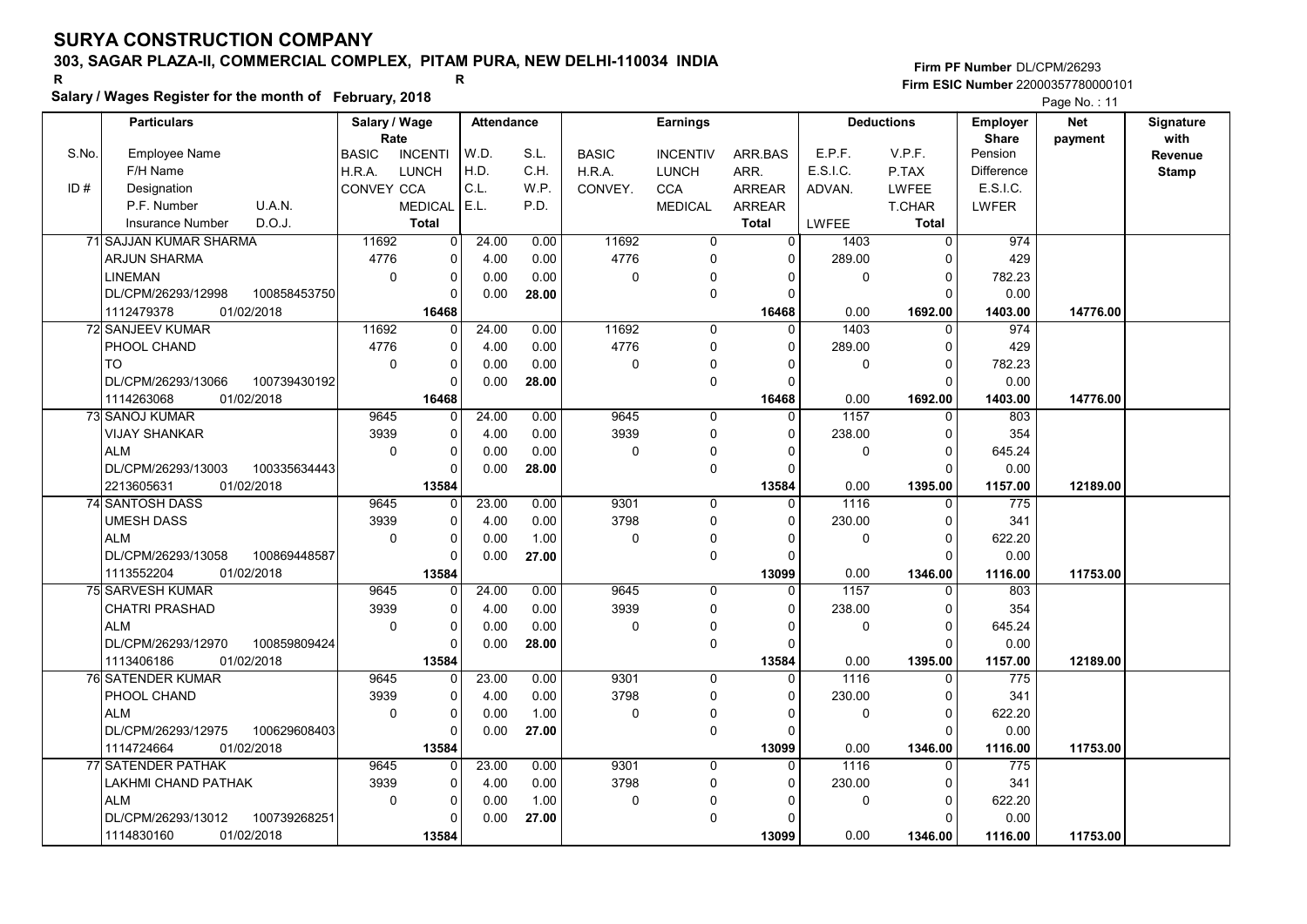# SURYA CONSTRUCTION COMPANY

## 303, SAGAR PLAZA-II, COMMERCIAL COMPLEX, PITAM PURA, NEW DELHI-110034 INDIA

R R

**Salary / Wages Register for the month of February, 2018**

Firm PF Number DL/CPM/26293
Firm ESIC Number 22000357780000101

| S.No. / ID # | Employee Name / F/H Name / Designation / P.F. Number / U.A.N. / Insurance Number / D.O.J. | Salary / Wage Rate: BASIC / H.R.A. / CONVEY | INCENTI / LUNCH / CCA / MEDICAL / Total | Attendance: W.D. / H.D. / C.L. / E.L. | S.L. / C.H. / W.P. / P.D. | Earnings: BASIC / H.R.A. / CONVEY. | INCENTIV / LUNCH / CCA / MEDICAL | ARR.BAS / ARR. / ARREAR / ARREAR / Total | Deductions: E.P.F. / E.S.I.C. / ADVAN. / LWFEE | V.P.F. / P.TAX / LWFEE / T.CHAR / Total | Employer Share: Pension / Difference / E.S.I.C. / LWFER | Net payment | Signature with Revenue Stamp |
|---|---|---|---|---|---|---|---|---|---|---|---|---|---|
| 71 | SAJJAN KUMAR SHARMA | 11692 | 0 | 24.00 | 0.00 | 11692 | 0 | 0 | 1403 | 0 | 974 | | |
| | ARJUN SHARMA | 4776 | 0 | 4.00 | 0.00 | 4776 | 0 | 0 | 289.00 | 0 | 429 | | |
| | LINEMAN | 0 | 0 | 0.00 | 0.00 | 0 | 0 | 0 | 0 | 0 | 782.23 | | |
| | DL/CPM/26293/12998 100858453750 | | 0 | 0.00 | 28.00 | | 0 | 0 | | 0 | 0.00 | | |
| | 1112479378 01/02/2018 | | 16468 | | | | | 16468 | 0.00 | 1692.00 | 1403.00 | 14776.00 | |
| 72 | SANJEEV KUMAR | 11692 | 0 | 24.00 | 0.00 | 11692 | 0 | 0 | 1403 | 0 | 974 | | |
| | PHOOL CHAND | 4776 | 0 | 4.00 | 0.00 | 4776 | 0 | 0 | 289.00 | 0 | 429 | | |
| | TO | 0 | 0 | 0.00 | 0.00 | 0 | 0 | 0 | 0 | 0 | 782.23 | | |
| | DL/CPM/26293/13066 100739430192 | | 0 | 0.00 | 28.00 | | 0 | 0 | | 0 | 0.00 | | |
| | 1114263068 01/02/2018 | | 16468 | | | | | 16468 | 0.00 | 1692.00 | 1403.00 | 14776.00 | |
| 73 | SANOJ KUMAR | 9645 | 0 | 24.00 | 0.00 | 9645 | 0 | 0 | 1157 | 0 | 803 | | |
| | VIJAY SHANKAR | 3939 | 0 | 4.00 | 0.00 | 3939 | 0 | 0 | 238.00 | 0 | 354 | | |
| | ALM | 0 | 0 | 0.00 | 0.00 | 0 | 0 | 0 | 0 | 0 | 645.24 | | |
| | DL/CPM/26293/13003 100335634443 | | 0 | 0.00 | 28.00 | | 0 | 0 | | 0 | 0.00 | | |
| | 2213605631 01/02/2018 | | 13584 | | | | | 13584 | 0.00 | 1395.00 | 1157.00 | 12189.00 | |
| 74 | SANTOSH DASS | 9645 | 0 | 23.00 | 0.00 | 9301 | 0 | 0 | 1116 | 0 | 775 | | |
| | UMESH DASS | 3939 | 0 | 4.00 | 0.00 | 3798 | 0 | 0 | 230.00 | 0 | 341 | | |
| | ALM | 0 | 0 | 0.00 | 1.00 | 0 | 0 | 0 | 0 | 0 | 622.20 | | |
| | DL/CPM/26293/13058 100869448587 | | 0 | 0.00 | 27.00 | | 0 | 0 | | 0 | 0.00 | | |
| | 1113552204 01/02/2018 | | 13584 | | | | | 13099 | 0.00 | 1346.00 | 1116.00 | 11753.00 | |
| 75 | SARVESH KUMAR | 9645 | 0 | 24.00 | 0.00 | 9645 | 0 | 0 | 1157 | 0 | 803 | | |
| | CHATRI PRASHAD | 3939 | 0 | 4.00 | 0.00 | 3939 | 0 | 0 | 238.00 | 0 | 354 | | |
| | ALM | 0 | 0 | 0.00 | 0.00 | 0 | 0 | 0 | 0 | 0 | 645.24 | | |
| | DL/CPM/26293/12970 100859809424 | | 0 | 0.00 | 28.00 | | 0 | 0 | | 0 | 0.00 | | |
| | 1113406186 01/02/2018 | | 13584 | | | | | 13584 | 0.00 | 1395.00 | 1157.00 | 12189.00 | |
| 76 | SATENDER KUMAR | 9645 | 0 | 23.00 | 0.00 | 9301 | 0 | 0 | 1116 | 0 | 775 | | |
| | PHOOL CHAND | 3939 | 0 | 4.00 | 0.00 | 3798 | 0 | 0 | 230.00 | 0 | 341 | | |
| | ALM | 0 | 0 | 0.00 | 1.00 | 0 | 0 | 0 | 0 | 0 | 622.20 | | |
| | DL/CPM/26293/12975 100629608403 | | 0 | 0.00 | 27.00 | | 0 | 0 | | 0 | 0.00 | | |
| | 1114724664 01/02/2018 | | 13584 | | | | | 13099 | 0.00 | 1346.00 | 1116.00 | 11753.00 | |
| 77 | SATENDER PATHAK | 9645 | 0 | 23.00 | 0.00 | 9301 | 0 | 0 | 1116 | 0 | 775 | | |
| | LAKHMI CHAND PATHAK | 3939 | 0 | 4.00 | 0.00 | 3798 | 0 | 0 | 230.00 | 0 | 341 | | |
| | ALM | 0 | 0 | 0.00 | 1.00 | 0 | 0 | 0 | 0 | 0 | 622.20 | | |
| | DL/CPM/26293/13012 100739268251 | | 0 | 0.00 | 27.00 | | 0 | 0 | | 0 | 0.00 | | |
| | 1114830160 01/02/2018 | | 13584 | | | | | 13099 | 0.00 | 1346.00 | 1116.00 | 11753.00 | |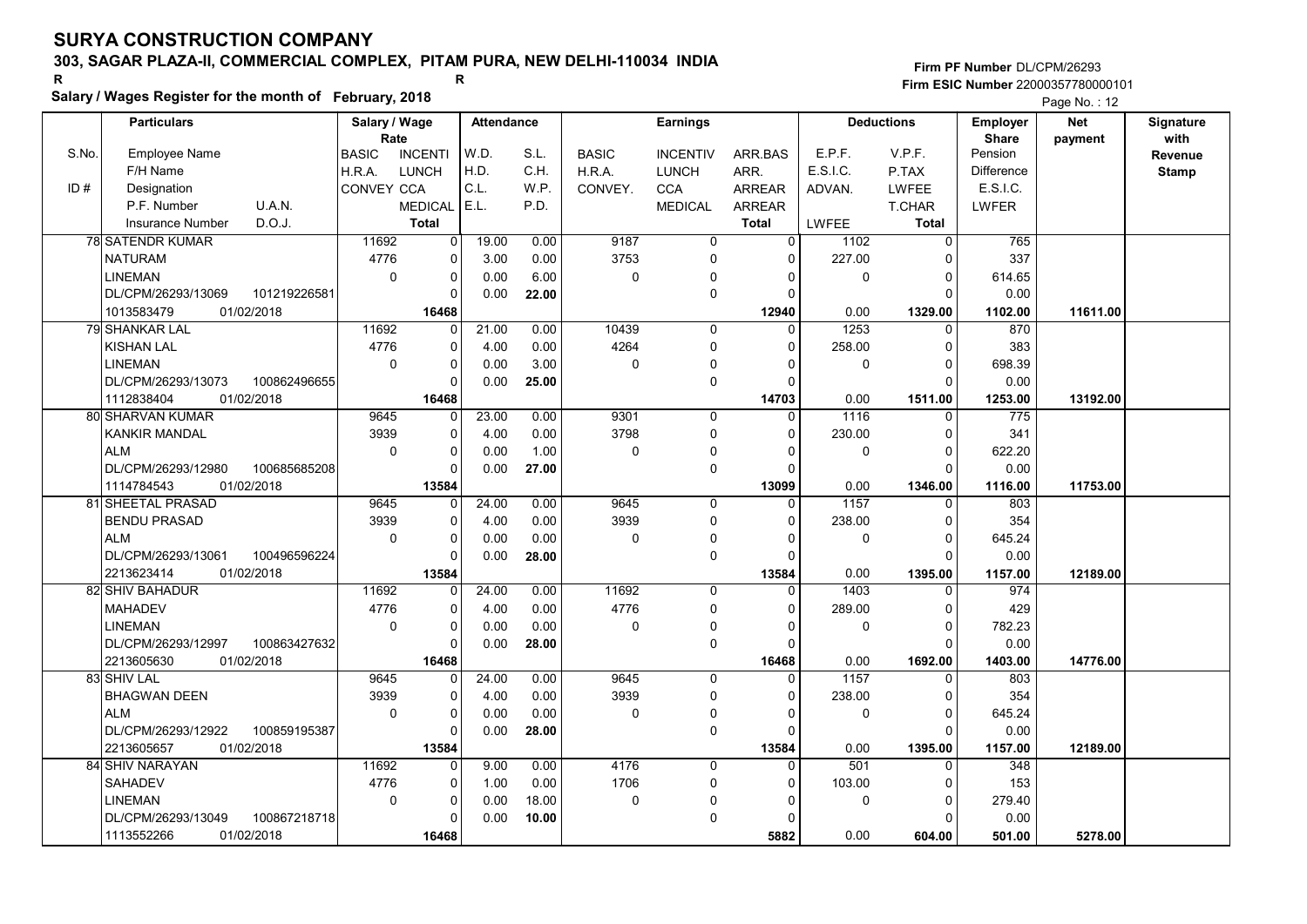# SURYA CONSTRUCTION COMPANY

## 303, SAGAR PLAZA-II, COMMERCIAL COMPLEX, PITAM PURA, NEW DELHI-110034 INDIA

R R

**Salary / Wages Register for the month of February, 2018**

Firm PF Number DL/CPM/26293
Firm ESIC Number 22000357780000101

Page No. : 12

| S.No. | Employee Name / F/H Name / Designation / P.F. Number, U.A.N. / Insurance Number, D.O.J. | Salary / Wage Rate: BASIC / H.R.A. / CONVEY / | INCENTI / LUNCH / CCA / MEDICAL / Total | Attendance: W.D. / H.D. / C.L. / E.L. | S.L. / C.H. / W.P. / P.D. | Earnings: BASIC / H.R.A. / CONVEY. | INCENTIV / LUNCH / CCA / MEDICAL | ARR.BAS / ARR. / ARREAR / ARREAR / Total | Deductions: E.P.F. / E.S.I.C. / ADVAN. / LWFEE | V.P.F. / P.TAX / LWFEE / T.CHAR / Total | Employer Share: Pension / Difference / E.S.I.C. / LWFER | Net payment | Signature with Revenue Stamp |
|---|---|---|---|---|---|---|---|---|---|---|---|---|---|
| 78 | SATENDR KUMAR | 11692 | 0 | 19.00 | 0.00 | 9187 | 0 | 0 | 1102 | 0 | 765 | | |
| | NATURAM | 4776 | 0 | 3.00 | 0.00 | 3753 | 0 | 0 | 227.00 | 0 | 337 | | |
| | LINEMAN | 0 | 0 | 0.00 | 6.00 | 0 | 0 | 0 | 0 | 0 | 614.65 | | |
| | DL/CPM/26293/13069 101219226581 | | 0 | 0.00 | 22.00 | | 0 | 0 | | 0 | 0.00 | | |
| | 1013583479 01/02/2018 | | 16468 | | | | | 12940 | 0.00 | 1329.00 | 1102.00 | 11611.00 | |
| 79 | SHANKAR LAL | 11692 | 0 | 21.00 | 0.00 | 10439 | 0 | 0 | 1253 | 0 | 870 | | |
| | KISHAN LAL | 4776 | 0 | 4.00 | 0.00 | 4264 | 0 | 0 | 258.00 | 0 | 383 | | |
| | LINEMAN | 0 | 0 | 0.00 | 3.00 | 0 | 0 | 0 | 0 | 0 | 698.39 | | |
| | DL/CPM/26293/13073 100862496655 | | 0 | 0.00 | 25.00 | | 0 | 0 | | 0 | 0.00 | | |
| | 1112838404 01/02/2018 | | 16468 | | | | | 14703 | 0.00 | 1511.00 | 1253.00 | 13192.00 | |
| 80 | SHARVAN KUMAR | 9645 | 0 | 23.00 | 0.00 | 9301 | 0 | 0 | 1116 | 0 | 775 | | |
| | KANKIR MANDAL | 3939 | 0 | 4.00 | 0.00 | 3798 | 0 | 0 | 230.00 | 0 | 341 | | |
| | ALM | 0 | 0 | 0.00 | 1.00 | 0 | 0 | 0 | 0 | 0 | 622.20 | | |
| | DL/CPM/26293/12980 100685685208 | | 0 | 0.00 | 27.00 | | 0 | 0 | | 0 | 0.00 | | |
| | 1114784543 01/02/2018 | | 13584 | | | | | 13099 | 0.00 | 1346.00 | 1116.00 | 11753.00 | |
| 81 | SHEETAL PRASAD | 9645 | 0 | 24.00 | 0.00 | 9645 | 0 | 0 | 1157 | 0 | 803 | | |
| | BENDU PRASAD | 3939 | 0 | 4.00 | 0.00 | 3939 | 0 | 0 | 238.00 | 0 | 354 | | |
| | ALM | 0 | 0 | 0.00 | 0.00 | 0 | 0 | 0 | 0 | 0 | 645.24 | | |
| | DL/CPM/26293/13061 100496596224 | | 0 | 0.00 | 28.00 | | 0 | 0 | | 0 | 0.00 | | |
| | 2213623414 01/02/2018 | | 13584 | | | | | 13584 | 0.00 | 1395.00 | 1157.00 | 12189.00 | |
| 82 | SHIV BAHADUR | 11692 | 0 | 24.00 | 0.00 | 11692 | 0 | 0 | 1403 | 0 | 974 | | |
| | MAHADEV | 4776 | 0 | 4.00 | 0.00 | 4776 | 0 | 0 | 289.00 | 0 | 429 | | |
| | LINEMAN | 0 | 0 | 0.00 | 0.00 | 0 | 0 | 0 | 0 | 0 | 782.23 | | |
| | DL/CPM/26293/12997 100863427632 | | 0 | 0.00 | 28.00 | | 0 | 0 | | 0 | 0.00 | | |
| | 2213605630 01/02/2018 | | 16468 | | | | | 16468 | 0.00 | 1692.00 | 1403.00 | 14776.00 | |
| 83 | SHIV LAL | 9645 | 0 | 24.00 | 0.00 | 9645 | 0 | 0 | 1157 | 0 | 803 | | |
| | BHAGWAN DEEN | 3939 | 0 | 4.00 | 0.00 | 3939 | 0 | 0 | 238.00 | 0 | 354 | | |
| | ALM | 0 | 0 | 0.00 | 0.00 | 0 | 0 | 0 | 0 | 0 | 645.24 | | |
| | DL/CPM/26293/12922 100859195387 | | 0 | 0.00 | 28.00 | | 0 | 0 | | 0 | 0.00 | | |
| | 2213605657 01/02/2018 | | 13584 | | | | | 13584 | 0.00 | 1395.00 | 1157.00 | 12189.00 | |
| 84 | SHIV NARAYAN | 11692 | 0 | 9.00 | 0.00 | 4176 | 0 | 0 | 501 | 0 | 348 | | |
| | SAHADEV | 4776 | 0 | 1.00 | 0.00 | 1706 | 0 | 0 | 103.00 | 0 | 153 | | |
| | LINEMAN | 0 | 0 | 0.00 | 18.00 | 0 | 0 | 0 | 0 | 0 | 279.40 | | |
| | DL/CPM/26293/13049 100867218718 | | 0 | 0.00 | 10.00 | | 0 | 0 | | 0 | 0.00 | | |
| | 1113552266 01/02/2018 | | 16468 | | | | | 5882 | 0.00 | 604.00 | 501.00 | 5278.00 | |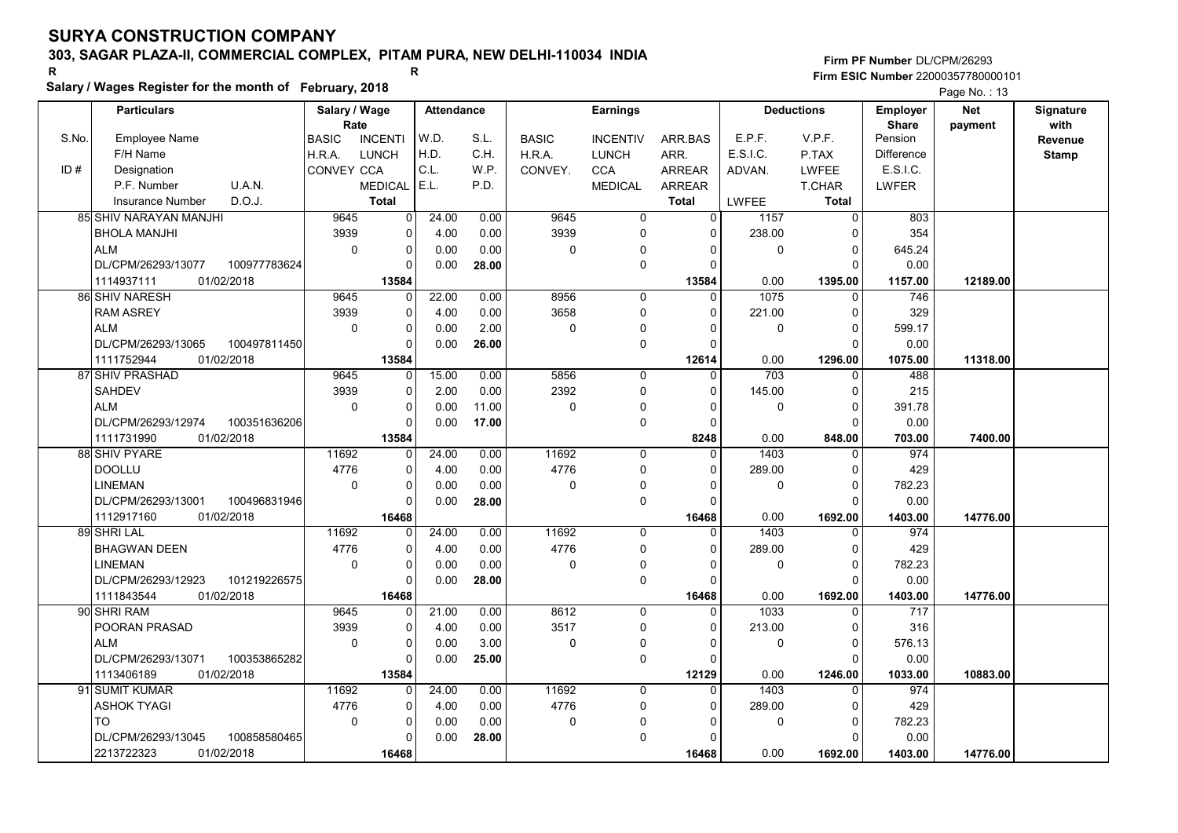# SURYA CONSTRUCTION COMPANY

**303, SAGAR PLAZA-II, COMMERCIAL COMPLEX, PITAM PURA, NEW DELHI-110034 INDIA**

R R

**Salary / Wages Register for the month of February, 2018**

Firm PF Number DL/CPM/26293
Firm ESIC Number 22000357780000101

| S.No. | Particulars: Employee Name / F/H Name / ID# Designation / P.F. Number U.A.N. / Insurance Number D.O.J. | Salary / Wage Rate: BASIC / H.R.A. / CONVEY | INCENTI / LUNCH / CCA / MEDICAL / Total | Attendance: W.D. / H.D. / C.L. / E.L. | S.L. / C.H. / W.P. / P.D. | Earnings: BASIC / H.R.A. / CONVEY. | INCENTIV / LUNCH / CCA / MEDICAL | ARR.BAS / ARR. / ARREAR / ARREAR / Total | Deductions: E.P.F. / E.S.I.C. / ADVAN. / LWFEE | V.P.F. / P.TAX / LWFEE / T.CHAR / Total | Employer Share: Pension / Difference / E.S.I.C. / LWFER | Net payment | Signature with Revenue Stamp |
|---|---|---|---|---|---|---|---|---|---|---|---|---|---|
| 85 | SHIV NARAYAN MANJHI | 9645 | 0 | 24.00 | 0.00 | 9645 | 0 | 0 | 1157 | 0 | 803 | | |
| | BHOLA MANJHI | 3939 | 0 | 4.00 | 0.00 | 3939 | 0 | 0 | 238.00 | 0 | 354 | | |
| | ALM | 0 | 0 | 0.00 | 0.00 | 0 | 0 | 0 | 0 | 0 | 645.24 | | |
| | DL/CPM/26293/13077 100977783624 | | 0 | 0.00 | 28.00 | | 0 | 0 | | 0 | 0.00 | | |
| | 1114937111 01/02/2018 | | 13584 | | | | | 13584 | 0.00 | 1395.00 | 1157.00 | 12189.00 | |
| 86 | SHIV NARESH | 9645 | 0 | 22.00 | 0.00 | 8956 | 0 | 0 | 1075 | 0 | 746 | | |
| | RAM ASREY | 3939 | 0 | 4.00 | 0.00 | 3658 | 0 | 0 | 221.00 | 0 | 329 | | |
| | ALM | 0 | 0 | 0.00 | 2.00 | 0 | 0 | 0 | 0 | 0 | 599.17 | | |
| | DL/CPM/26293/13065 100497811450 | | 0 | 0.00 | 26.00 | | 0 | 0 | | 0 | 0.00 | | |
| | 1111752944 01/02/2018 | | 13584 | | | | | 12614 | 0.00 | 1296.00 | 1075.00 | 11318.00 | |
| 87 | SHIV PRASHAD | 9645 | 0 | 15.00 | 0.00 | 5856 | 0 | 0 | 703 | 0 | 488 | | |
| | SAHDEV | 3939 | 0 | 2.00 | 0.00 | 2392 | 0 | 0 | 145.00 | 0 | 215 | | |
| | ALM | 0 | 0 | 0.00 | 11.00 | 0 | 0 | 0 | 0 | 0 | 391.78 | | |
| | DL/CPM/26293/12974 100351636206 | | 0 | 0.00 | 17.00 | | 0 | 0 | | 0 | 0.00 | | |
| | 1111731990 01/02/2018 | | 13584 | | | | | 8248 | 0.00 | 848.00 | 703.00 | 7400.00 | |
| 88 | SHIV PYARE | 11692 | 0 | 24.00 | 0.00 | 11692 | 0 | 0 | 1403 | 0 | 974 | | |
| | DOOLLU | 4776 | 0 | 4.00 | 0.00 | 4776 | 0 | 0 | 289.00 | 0 | 429 | | |
| | LINEMAN | 0 | 0 | 0.00 | 0.00 | 0 | 0 | 0 | 0 | 0 | 782.23 | | |
| | DL/CPM/26293/13001 100496831946 | | 0 | 0.00 | 28.00 | | 0 | 0 | | 0 | 0.00 | | |
| | 1112917160 01/02/2018 | | 16468 | | | | | 16468 | 0.00 | 1692.00 | 1403.00 | 14776.00 | |
| 89 | SHRI LAL | 11692 | 0 | 24.00 | 0.00 | 11692 | 0 | 0 | 1403 | 0 | 974 | | |
| | BHAGWAN DEEN | 4776 | 0 | 4.00 | 0.00 | 4776 | 0 | 0 | 289.00 | 0 | 429 | | |
| | LINEMAN | 0 | 0 | 0.00 | 0.00 | 0 | 0 | 0 | 0 | 0 | 782.23 | | |
| | DL/CPM/26293/12923 101219226575 | | 0 | 0.00 | 28.00 | | 0 | 0 | | 0 | 0.00 | | |
| | 1111843544 01/02/2018 | | 16468 | | | | | 16468 | 0.00 | 1692.00 | 1403.00 | 14776.00 | |
| 90 | SHRI RAM | 9645 | 0 | 21.00 | 0.00 | 8612 | 0 | 0 | 1033 | 0 | 717 | | |
| | POORAN PRASAD | 3939 | 0 | 4.00 | 0.00 | 3517 | 0 | 0 | 213.00 | 0 | 316 | | |
| | ALM | 0 | 0 | 0.00 | 3.00 | 0 | 0 | 0 | 0 | 0 | 576.13 | | |
| | DL/CPM/26293/13071 100353865282 | | 0 | 0.00 | 25.00 | | 0 | 0 | | 0 | 0.00 | | |
| | 1113406189 01/02/2018 | | 13584 | | | | | 12129 | 0.00 | 1246.00 | 1033.00 | 10883.00 | |
| 91 | SUMIT KUMAR | 11692 | 0 | 24.00 | 0.00 | 11692 | 0 | 0 | 1403 | 0 | 974 | | |
| | ASHOK TYAGI | 4776 | 0 | 4.00 | 0.00 | 4776 | 0 | 0 | 289.00 | 0 | 429 | | |
| | TO | 0 | 0 | 0.00 | 0.00 | 0 | 0 | 0 | 0 | 0 | 782.23 | | |
| | DL/CPM/26293/13045 100858580465 | | 0 | 0.00 | 28.00 | | 0 | 0 | | 0 | 0.00 | | |
| | 2213722323 01/02/2018 | | 16468 | | | | | 16468 | 0.00 | 1692.00 | 1403.00 | 14776.00 | |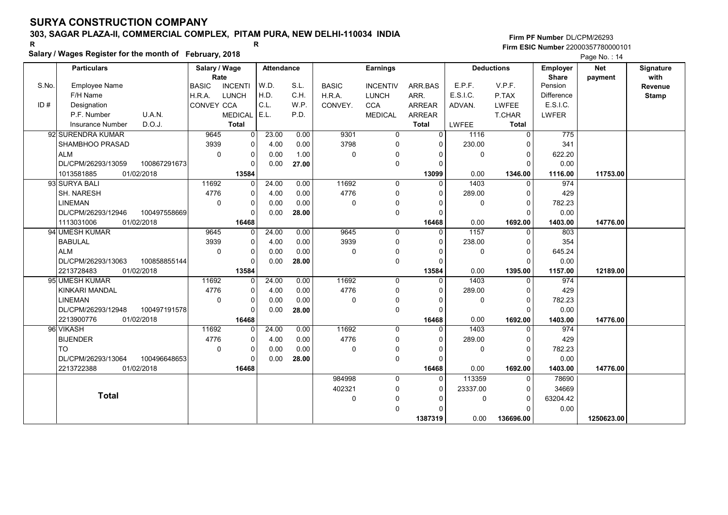# SURYA CONSTRUCTION COMPANY

## 303, SAGAR PLAZA-II, COMMERCIAL COMPLEX, PITAM PURA, NEW DELHI-110034 INDIA

R R

**Salary / Wages Register for the month of February, 2018**

Firm PF Number DL/CPM/26293
Firm ESIC Number 22000357780000101

| S.No. | Particulars | Salary / Wage Rate | | Attendance | | Earnings | | | Deductions | | Employer Share | Net payment | Signature with Revenue Stamp |
|---|---|---|---|---|---|---|---|---|---|---|---|---|---|
| S.No. / ID # | Employee Name / F/H Name / Designation / P.F. Number U.A.N. / Insurance Number D.O.J. | BASIC / H.R.A. / CONVEY | INCENTI / LUNCH / CCA / MEDICAL / Total | W.D. / H.D. / C.L. / E.L. | S.L. / C.H. / W.P. / P.D. | BASIC / H.R.A. / CONVEY. | INCENTIV / LUNCH / CCA / MEDICAL | ARR.BAS / ARR. / ARREAR / ARREAR / Total | E.P.F. / E.S.I.C. / ADVAN. / LWFEE | V.P.F. / P.TAX / LWFEE / T.CHAR / Total | Pension / Difference / E.S.I.C. / LWFER | | |
| 92 | SURENDRA KUMAR | 9645 | 0 | 23.00 | 0.00 | 9301 | 0 | 0 | 1116 | 0 | 775 | | |
| | SHAMBHOO PRASAD | 3939 | 0 | 4.00 | 0.00 | 3798 | 0 | 0 | 230.00 | 0 | 341 | | |
| | ALM | 0 | 0 | 0.00 | 1.00 | 0 | 0 | 0 | 0 | 0 | 622.20 | | |
| | DL/CPM/26293/13059 100867291673 | | 0 | 0.00 | 27.00 | | 0 | 0 | | 0 | 0.00 | | |
| | 1013581885 01/02/2018 | | 13584 | | | | | 13099 | 0.00 | 1346.00 | 1116.00 | 11753.00 | |
| 93 | SURYA BALI | 11692 | 0 | 24.00 | 0.00 | 11692 | 0 | 0 | 1403 | 0 | 974 | | |
| | SH. NARESH | 4776 | 0 | 4.00 | 0.00 | 4776 | 0 | 0 | 289.00 | 0 | 429 | | |
| | LINEMAN | 0 | 0 | 0.00 | 0.00 | 0 | 0 | 0 | 0 | 0 | 782.23 | | |
| | DL/CPM/26293/12946 100497558669 | | 0 | 0.00 | 28.00 | | 0 | 0 | | 0 | 0.00 | | |
| | 1113031006 01/02/2018 | | 16468 | | | | | 16468 | 0.00 | 1692.00 | 1403.00 | 14776.00 | |
| 94 | UMESH KUMAR | 9645 | 0 | 24.00 | 0.00 | 9645 | 0 | 0 | 1157 | 0 | 803 | | |
| | BABULAL | 3939 | 0 | 4.00 | 0.00 | 3939 | 0 | 0 | 238.00 | 0 | 354 | | |
| | ALM | 0 | 0 | 0.00 | 0.00 | 0 | 0 | 0 | 0 | 0 | 645.24 | | |
| | DL/CPM/26293/13063 100858855144 | | 0 | 0.00 | 28.00 | | 0 | 0 | | 0 | 0.00 | | |
| | 2213728483 01/02/2018 | | 13584 | | | | | 13584 | 0.00 | 1395.00 | 1157.00 | 12189.00 | |
| 95 | UMESH KUMAR | 11692 | 0 | 24.00 | 0.00 | 11692 | 0 | 0 | 1403 | 0 | 974 | | |
| | KINKARI MANDAL | 4776 | 0 | 4.00 | 0.00 | 4776 | 0 | 0 | 289.00 | 0 | 429 | | |
| | LINEMAN | 0 | 0 | 0.00 | 0.00 | 0 | 0 | 0 | 0 | 0 | 782.23 | | |
| | DL/CPM/26293/12948 100497191578 | | 0 | 0.00 | 28.00 | | 0 | 0 | | 0 | 0.00 | | |
| | 2213900776 01/02/2018 | | 16468 | | | | | 16468 | 0.00 | 1692.00 | 1403.00 | 14776.00 | |
| 96 | VIKASH | 11692 | 0 | 24.00 | 0.00 | 11692 | 0 | 0 | 1403 | 0 | 974 | | |
| | BIJENDER | 4776 | 0 | 4.00 | 0.00 | 4776 | 0 | 0 | 289.00 | 0 | 429 | | |
| | TO | 0 | 0 | 0.00 | 0.00 | 0 | 0 | 0 | 0 | 0 | 782.23 | | |
| | DL/CPM/26293/13064 100496648653 | | 0 | 0.00 | 28.00 | | 0 | 0 | | 0 | 0.00 | | |
| | 2213722388 01/02/2018 | | 16468 | | | | | 16468 | 0.00 | 1692.00 | 1403.00 | 14776.00 | |
| | **Total** | | | | | 984998 | 0 | 0 | 113359 | 0 | 78690 | | |
| | | | | | | 402321 | 0 | 0 | 23337.00 | 0 | 34669 | | |
| | | | | | | 0 | 0 | 0 | 0 | 0 | 63204.42 | | |
| | | | | | | | 0 | 0 | | 0 | 0.00 | | |
| | | | | | | | | 1387319 | 0.00 | 136696.00 | | 1250623.00 | |